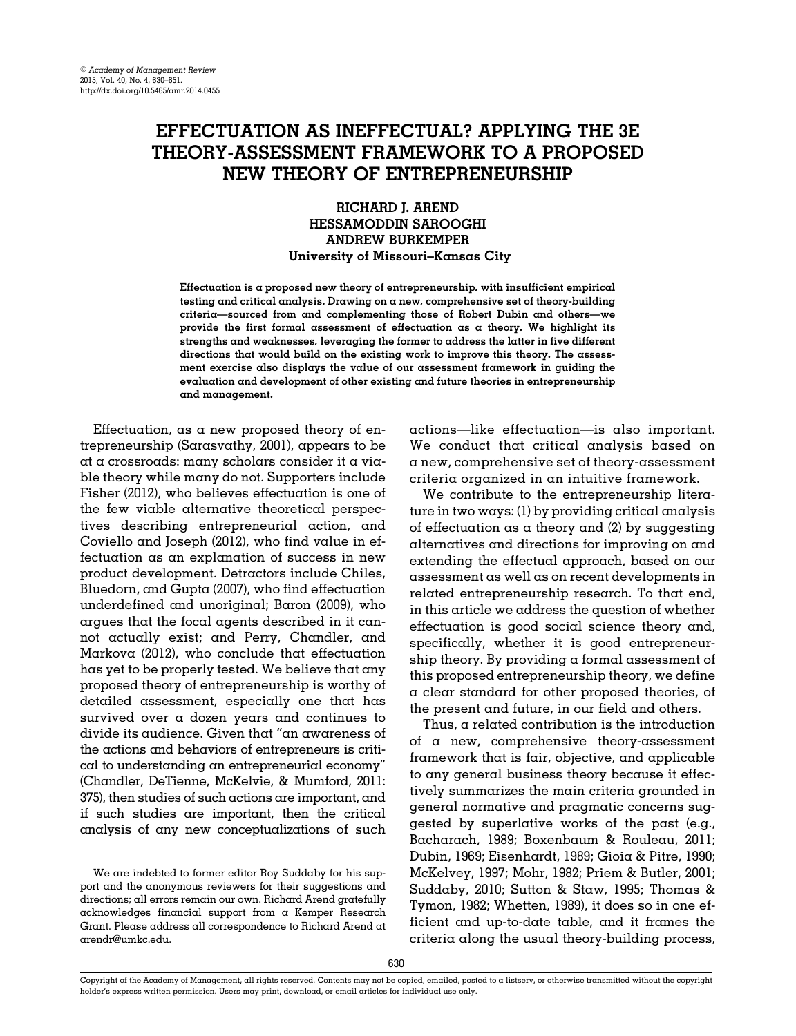# EFFECTUATION AS INEFFECTUAL? APPLYING THE 3E THEORY-ASSESSMENT FRAMEWORK TO A PROPOSED NEW THEORY OF ENTREPRENEURSHIP

**RICHARD J. AREND**
**HESSAMODDIN SAROOGHI**
**ANDREW BURKEMPER**
**University of Missouri–Kansas City**

**Effectuation is a proposed new theory of entrepreneurship, with insufficient empirical testing and critical analysis. Drawing on a new, comprehensive set of theory-building criteria—sourced from and complementing those of Robert Dubin and others—we provide the first formal assessment of effectuation as a theory. We highlight its strengths and weaknesses, leveraging the former to address the latter in five different directions that would build on the existing work to improve this theory. The assessment exercise also displays the value of our assessment framework in guiding the evaluation and development of other existing and future theories in entrepreneurship and management.**

Effectuation, as a new proposed theory of entrepreneurship (Sarasvathy, 2001), appears to be at a crossroads: many scholars consider it a viable theory while many do not. Supporters include Fisher (2012), who believes effectuation is one of the few viable alternative theoretical perspectives describing entrepreneurial action, and Coviello and Joseph (2012), who find value in effectuation as an explanation of success in new product development. Detractors include Chiles, Bluedorn, and Gupta (2007), who find effectuation underdefined and unoriginal; Baron (2009), who argues that the focal agents described in it cannot actually exist; and Perry, Chandler, and Markova (2012), who conclude that effectuation has yet to be properly tested. We believe that any proposed theory of entrepreneurship is worthy of detailed assessment, especially one that has survived over a dozen years and continues to divide its audience. Given that "an awareness of the actions and behaviors of entrepreneurs is critical to understanding an entrepreneurial economy" (Chandler, DeTienne, McKelvie, & Mumford, 2011: 375), then studies of such actions are important, and if such studies are important, then the critical analysis of any new conceptualizations of such actions—like effectuation—is also important. We conduct that critical analysis based on a new, comprehensive set of theory-assessment criteria organized in an intuitive framework.

We contribute to the entrepreneurship literature in two ways: (1) by providing critical analysis of effectuation as a theory and (2) by suggesting alternatives and directions for improving on and extending the effectual approach, based on our assessment as well as on recent developments in related entrepreneurship research. To that end, in this article we address the question of whether effectuation is good social science theory and, specifically, whether it is good entrepreneurship theory. By providing a formal assessment of this proposed entrepreneurship theory, we define a clear standard for other proposed theories, of the present and future, in our field and others.

Thus, a related contribution is the introduction of a new, comprehensive theory-assessment framework that is fair, objective, and applicable to any general business theory because it effectively summarizes the main criteria grounded in general normative and pragmatic concerns suggested by superlative works of the past (e.g., Bacharach, 1989; Boxenbaum & Rouleau, 2011; Dubin, 1969; Eisenhardt, 1989; Gioia & Pitre, 1990; McKelvey, 1997; Mohr, 1982; Priem & Butler, 2001; Suddaby, 2010; Sutton & Staw, 1995; Thomas & Tymon, 1982; Whetten, 1989), it does so in one efficient and up-to-date table, and it frames the criteria along the usual theory-building process,

---

We are indebted to former editor Roy Suddaby for his support and the anonymous reviewers for their suggestions and directions; all errors remain our own. Richard Arend gratefully acknowledges financial support from a Kemper Research Grant. Please address all correspondence to Richard Arend at arendr@umkc.edu.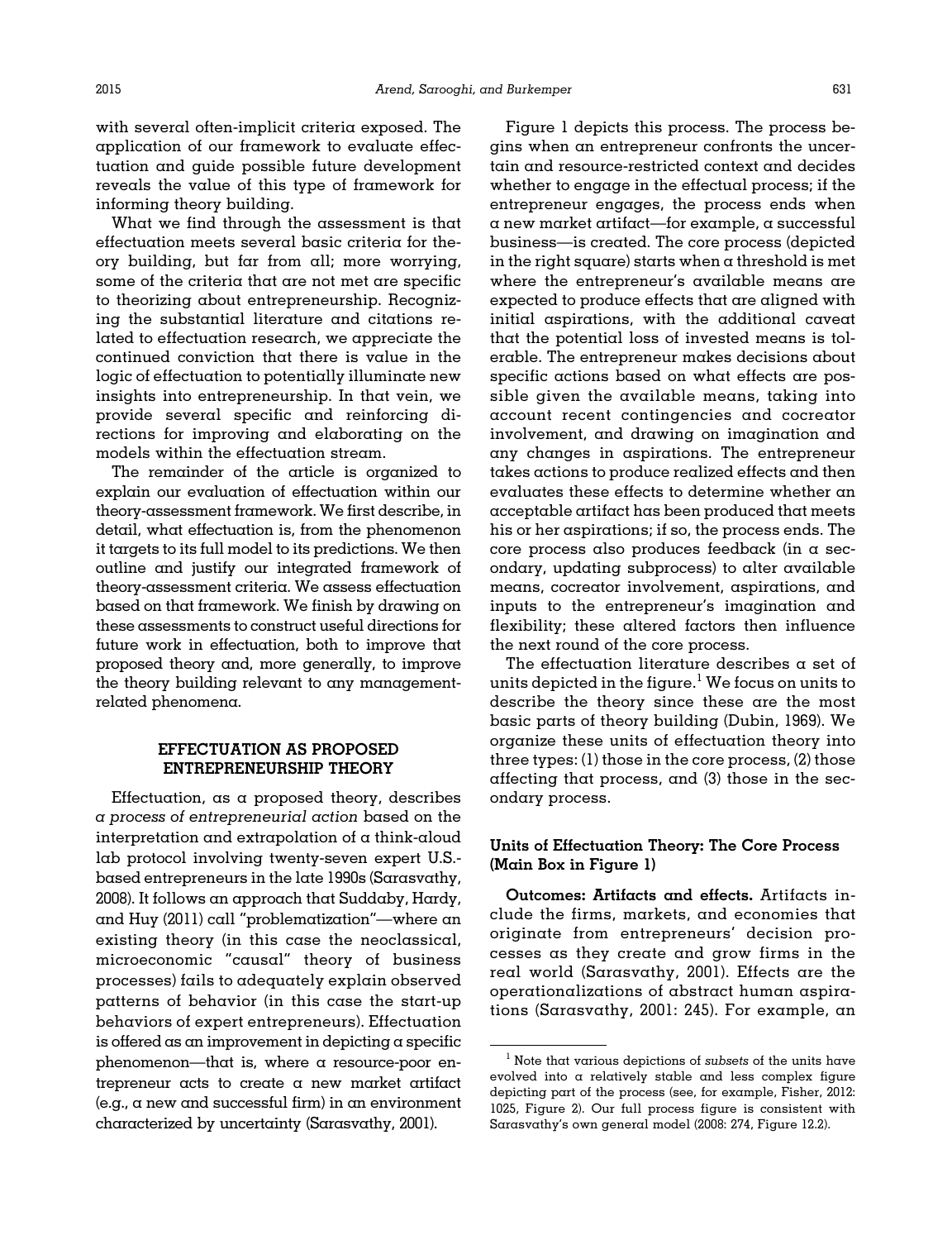with several often-implicit criteria exposed. The application of our framework to evaluate effectuation and guide possible future development reveals the value of this type of framework for informing theory building.

What we find through the assessment is that effectuation meets several basic criteria for theory building, but far from all; more worrying, some of the criteria that are not met are specific to theorizing about entrepreneurship. Recognizing the substantial literature and citations related to effectuation research, we appreciate the continued conviction that there is value in the logic of effectuation to potentially illuminate new insights into entrepreneurship. In that vein, we provide several specific and reinforcing directions for improving and elaborating on the models within the effectuation stream.

The remainder of the article is organized to explain our evaluation of effectuation within our theory-assessment framework. We first describe, in detail, what effectuation is, from the phenomenon it targets to its full model to its predictions. We then outline and justify our integrated framework of theory-assessment criteria. We assess effectuation based on that framework. We finish by drawing on these assessments to construct useful directions for future work in effectuation, both to improve that proposed theory and, more generally, to improve the theory building relevant to any management-related phenomena.

## EFFECTUATION AS PROPOSED ENTREPRENEURSHIP THEORY

Effectuation, as a proposed theory, describes *a process of entrepreneurial action* based on the interpretation and extrapolation of a think-aloud lab protocol involving twenty-seven expert U.S.-based entrepreneurs in the late 1990s (Sarasvathy, 2008). It follows an approach that Suddaby, Hardy, and Huy (2011) call "problematization"—where an existing theory (in this case the neoclassical, microeconomic "causal" theory of business processes) fails to adequately explain observed patterns of behavior (in this case the start-up behaviors of expert entrepreneurs). Effectuation is offered as an improvement in depicting a specific phenomenon—that is, where a resource-poor entrepreneur acts to create a new market artifact (e.g., a new and successful firm) in an environment characterized by uncertainty (Sarasvathy, 2001).

Figure 1 depicts this process. The process begins when an entrepreneur confronts the uncertain and resource-restricted context and decides whether to engage in the effectual process; if the entrepreneur engages, the process ends when a new market artifact—for example, a successful business—is created. The core process (depicted in the right square) starts when a threshold is met where the entrepreneur's available means are expected to produce effects that are aligned with initial aspirations, with the additional caveat that the potential loss of invested means is tolerable. The entrepreneur makes decisions about specific actions based on what effects are possible given the available means, taking into account recent contingencies and cocreator involvement, and drawing on imagination and any changes in aspirations. The entrepreneur takes actions to produce realized effects and then evaluates these effects to determine whether an acceptable artifact has been produced that meets his or her aspirations; if so, the process ends. The core process also produces feedback (in a secondary, updating subprocess) to alter available means, cocreator involvement, aspirations, and inputs to the entrepreneur's imagination and flexibility; these altered factors then influence the next round of the core process.

The effectuation literature describes a set of units depicted in the figure.[1] We focus on units to describe the theory since these are the most basic parts of theory building (Dubin, 1969). We organize these units of effectuation theory into three types: (1) those in the core process, (2) those affecting that process, and (3) those in the secondary process.

### Units of Effectuation Theory: The Core Process (Main Box in Figure 1)

**Outcomes: Artifacts and effects.** Artifacts include the firms, markets, and economies that originate from entrepreneurs' decision processes as they create and grow firms in the real world (Sarasvathy, 2001). Effects are the operationalizations of abstract human aspirations (Sarasvathy, 2001: 245). For example, an

[1] Note that various depictions of *subsets* of the units have evolved into a relatively stable and less complex figure depicting part of the process (see, for example, Fisher, 2012: 1025, Figure 2). Our full process figure is consistent with Sarasvathy's own general model (2008: 274, Figure 12.2).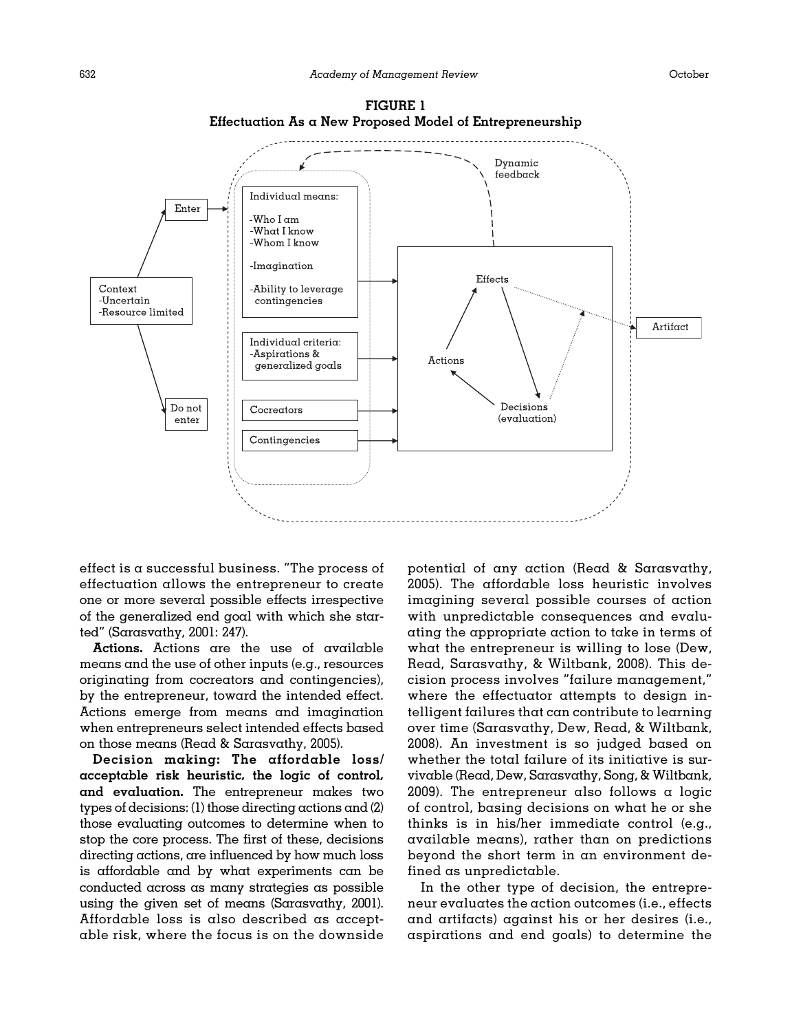**FIGURE 1**
**Effectuation As a New Proposed Model of Entrepreneurship**

effect is a successful business. "The process of effectuation allows the entrepreneur to create one or more several possible effects irrespective of the generalized end goal with which she started" (Sarasvathy, 2001: 247).

**Actions.** Actions are the use of available means and the use of other inputs (e.g., resources originating from cocreators and contingencies), by the entrepreneur, toward the intended effect. Actions emerge from means and imagination when entrepreneurs select intended effects based on those means (Read & Sarasvathy, 2005).

**Decision making: The affordable loss/acceptable risk heuristic, the logic of control, and evaluation.** The entrepreneur makes two types of decisions: (1) those directing actions and (2) those evaluating outcomes to determine when to stop the core process. The first of these, decisions directing actions, are influenced by how much loss is affordable and by what experiments can be conducted across as many strategies as possible using the given set of means (Sarasvathy, 2001). Affordable loss is also described as acceptable risk, where the focus is on the downside potential of any action (Read & Sarasvathy, 2005). The affordable loss heuristic involves imagining several possible courses of action with unpredictable consequences and evaluating the appropriate action to take in terms of what the entrepreneur is willing to lose (Dew, Read, Sarasvathy, & Wiltbank, 2008). This decision process involves "failure management," where the effectuator attempts to design intelligent failures that can contribute to learning over time (Sarasvathy, Dew, Read, & Wiltbank, 2008). An investment is so judged based on whether the total failure of its initiative is survivable (Read, Dew, Sarasvathy, Song, & Wiltbank, 2009). The entrepreneur also follows a logic of control, basing decisions on what he or she thinks is in his/her immediate control (e.g., available means), rather than on predictions beyond the short term in an environment defined as unpredictable.

In the other type of decision, the entrepreneur evaluates the action outcomes (i.e., effects and artifacts) against his or her desires (i.e., aspirations and end goals) to determine the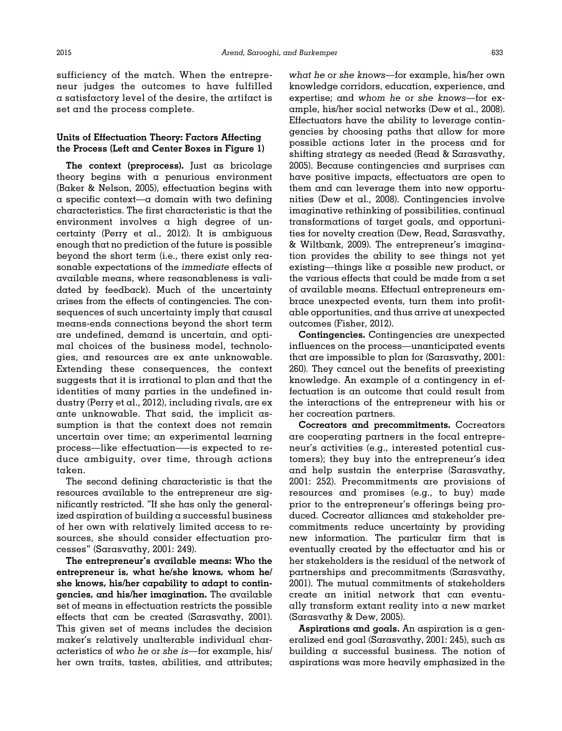sufficiency of the match. When the entrepreneur judges the outcomes to have fulfilled a satisfactory level of the desire, the artifact is set and the process complete.

### Units of Effectuation Theory: Factors Affecting the Process (Left and Center Boxes in Figure 1)

**The context (preprocess).** Just as bricolage theory begins with a penurious environment (Baker & Nelson, 2005), effectuation begins with a specific context—a domain with two defining characteristics. The first characteristic is that the environment involves a high degree of uncertainty (Perry et al., 2012). It is ambiguous enough that no prediction of the future is possible beyond the short term (i.e., there exist only reasonable expectations of the *immediate* effects of available means, where reasonableness is validated by feedback). Much of the uncertainty arises from the effects of contingencies. The consequences of such uncertainty imply that causal means-ends connections beyond the short term are undefined, demand is uncertain, and optimal choices of the business model, technologies, and resources are ex ante unknowable. Extending these consequences, the context suggests that it is irrational to plan and that the identities of many parties in the undefined industry (Perry et al., 2012), including rivals, are ex ante unknowable. That said, the implicit assumption is that the context does not remain uncertain over time; an experimental learning process—like effectuation—is expected to reduce ambiguity, over time, through actions taken.

The second defining characteristic is that the resources available to the entrepreneur are significantly restricted. "If she has only the generalized aspiration of building a successful business of her own with relatively limited access to resources, she should consider effectuation processes" (Sarasvathy, 2001: 249).

**The entrepreneur's available means: Who the entrepreneur is, what he/she knows, whom he/she knows, his/her capability to adapt to contingencies, and his/her imagination.** The available set of means in effectuation restricts the possible effects that can be created (Sarasvathy, 2001). This given set of means includes the decision maker's relatively unalterable individual characteristics of *who he or she is*—for example, his/her own traits, tastes, abilities, and attributes; *what he or she knows*—for example, his/her own knowledge corridors, education, experience, and expertise; and *whom he or she knows*—for example, his/her social networks (Dew et al., 2008). Effectuators have the ability to leverage contingencies by choosing paths that allow for more possible actions later in the process and for shifting strategy as needed (Read & Sarasvathy, 2005). Because contingencies and surprises can have positive impacts, effectuators are open to them and can leverage them into new opportunities (Dew et al., 2008). Contingencies involve imaginative rethinking of possibilities, continual transformations of target goals, and opportunities for novelty creation (Dew, Read, Sarasvathy, & Wiltbank, 2009). The entrepreneur's imagination provides the ability to see things not yet existing—things like a possible new product, or the various effects that could be made from a set of available means. Effectual entrepreneurs embrace unexpected events, turn them into profitable opportunities, and thus arrive at unexpected outcomes (Fisher, 2012).

**Contingencies.** Contingencies are unexpected influences on the process—unanticipated events that are impossible to plan for (Sarasvathy, 2001: 260). They cancel out the benefits of preexisting knowledge. An example of a contingency in effectuation is an outcome that could result from the interactions of the entrepreneur with his or her cocreation partners.

**Cocreators and precommitments.** Cocreators are cooperating partners in the focal entrepreneur's activities (e.g., interested potential customers); they buy into the entrepreneur's idea and help sustain the enterprise (Sarasvathy, 2001: 252). Precommitments are provisions of resources and promises (e.g., to buy) made prior to the entrepreneur's offerings being produced. Cocreator alliances and stakeholder precommitments reduce uncertainty by providing new information. The particular firm that is eventually created by the effectuator and his or her stakeholders is the residual of the network of partnerships and precommitments (Sarasvathy, 2001). The mutual commitments of stakeholders create an initial network that can eventually transform extant reality into a new market (Sarasvathy & Dew, 2005).

**Aspirations and goals.** An aspiration is a generalized end goal (Sarasvathy, 2001: 245), such as building a successful business. The notion of aspirations was more heavily emphasized in the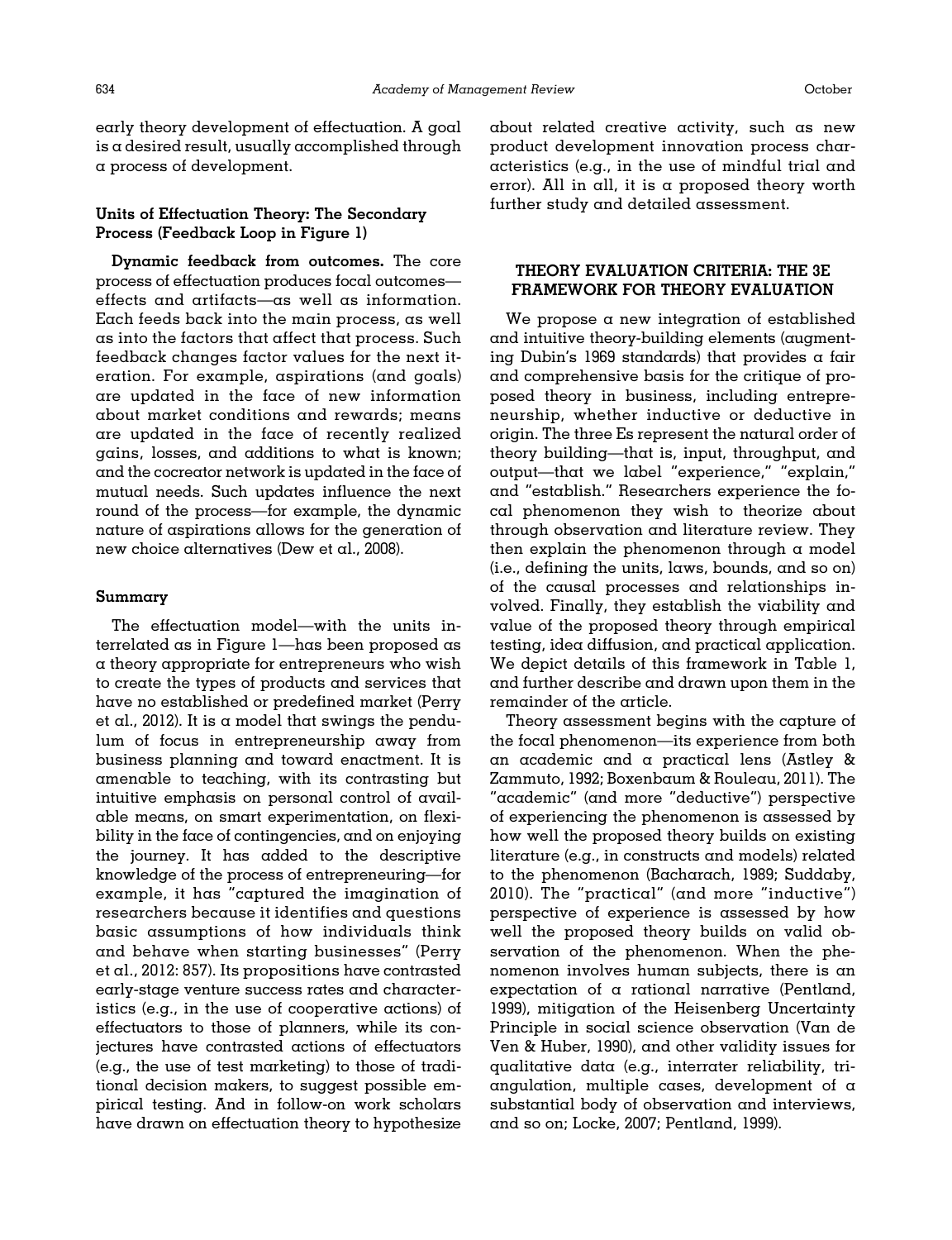early theory development of effectuation. A goal is a desired result, usually accomplished through a process of development.

### Units of Effectuation Theory: The Secondary Process (Feedback Loop in Figure 1)

**Dynamic feedback from outcomes.** The core process of effectuation produces focal outcomes—effects and artifacts—as well as information. Each feeds back into the main process, as well as into the factors that affect that process. Such feedback changes factor values for the next iteration. For example, aspirations (and goals) are updated in the face of new information about market conditions and rewards; means are updated in the face of recently realized gains, losses, and additions to what is known; and the cocreator network is updated in the face of mutual needs. Such updates influence the next round of the process—for example, the dynamic nature of aspirations allows for the generation of new choice alternatives (Dew et al., 2008).

### Summary

The effectuation model—with the units interrelated as in Figure 1—has been proposed as a theory appropriate for entrepreneurs who wish to create the types of products and services that have no established or predefined market (Perry et al., 2012). It is a model that swings the pendulum of focus in entrepreneurship away from business planning and toward enactment. It is amenable to teaching, with its contrasting but intuitive emphasis on personal control of available means, on smart experimentation, on flexibility in the face of contingencies, and on enjoying the journey. It has added to the descriptive knowledge of the process of entrepreneuring—for example, it has "captured the imagination of researchers because it identifies and questions basic assumptions of how individuals think and behave when starting businesses" (Perry et al., 2012: 857). Its propositions have contrasted early-stage venture success rates and characteristics (e.g., in the use of cooperative actions) of effectuators to those of planners, while its conjectures have contrasted actions of effectuators (e.g., the use of test marketing) to those of traditional decision makers, to suggest possible empirical testing. And in follow-on work scholars have drawn on effectuation theory to hypothesize about related creative activity, such as new product development innovation process characteristics (e.g., in the use of mindful trial and error). All in all, it is a proposed theory worth further study and detailed assessment.

## THEORY EVALUATION CRITERIA: THE 3E FRAMEWORK FOR THEORY EVALUATION

We propose a new integration of established and intuitive theory-building elements (augmenting Dubin's 1969 standards) that provides a fair and comprehensive basis for the critique of proposed theory in business, including entrepreneurship, whether inductive or deductive in origin. The three Es represent the natural order of theory building—that is, input, throughput, and output—that we label "experience," "explain," and "establish." Researchers experience the focal phenomenon they wish to theorize about through observation and literature review. They then explain the phenomenon through a model (i.e., defining the units, laws, bounds, and so on) of the causal processes and relationships involved. Finally, they establish the viability and value of the proposed theory through empirical testing, idea diffusion, and practical application. We depict details of this framework in Table 1, and further describe and drawn upon them in the remainder of the article.

Theory assessment begins with the capture of the focal phenomenon—its experience from both an academic and a practical lens (Astley & Zammuto, 1992; Boxenbaum & Rouleau, 2011). The "academic" (and more "deductive") perspective of experiencing the phenomenon is assessed by how well the proposed theory builds on existing literature (e.g., in constructs and models) related to the phenomenon (Bacharach, 1989; Suddaby, 2010). The "practical" (and more "inductive") perspective of experience is assessed by how well the proposed theory builds on valid observation of the phenomenon. When the phenomenon involves human subjects, there is an expectation of a rational narrative (Pentland, 1999), mitigation of the Heisenberg Uncertainty Principle in social science observation (Van de Ven & Huber, 1990), and other validity issues for qualitative data (e.g., interrater reliability, triangulation, multiple cases, development of a substantial body of observation and interviews, and so on; Locke, 2007; Pentland, 1999).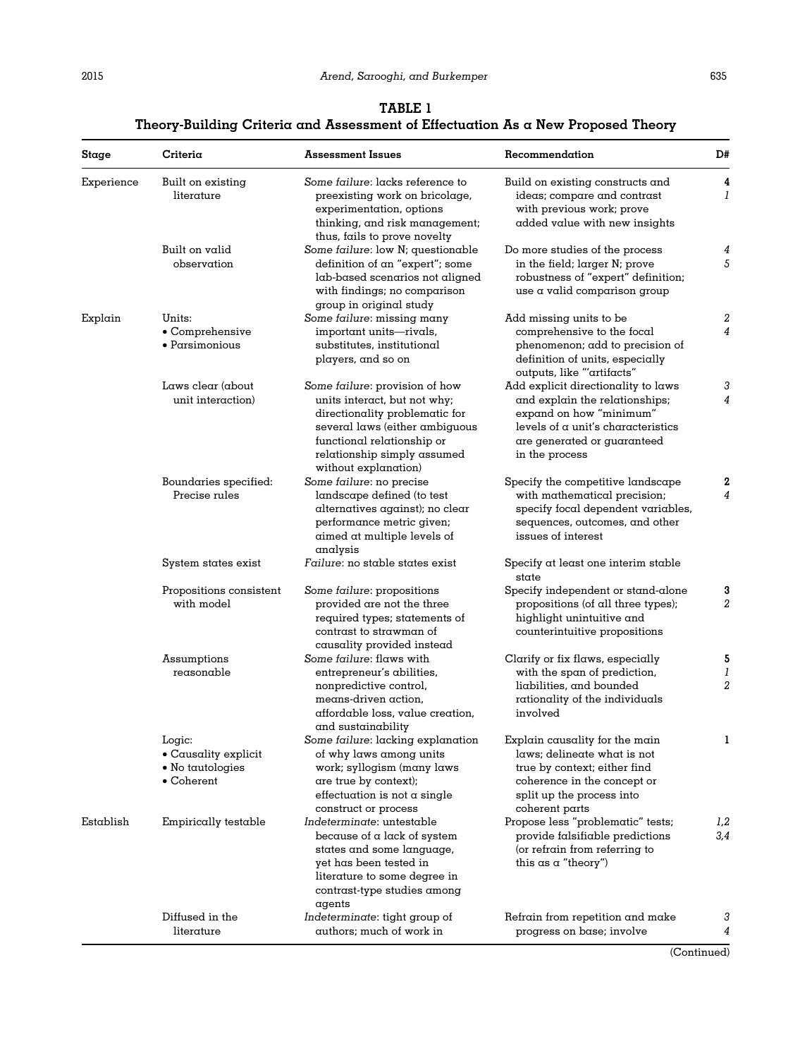**TABLE 1**
**Theory-Building Criteria and Assessment of Effectuation As a New Proposed Theory**

| Stage | Criteria | Assessment Issues | Recommendation | D# |
|---|---|---|---|---|
| Experience | Built on existing literature | *Some failure*: lacks reference to preexisting work on bricolage, experimentation, options thinking, and risk management; thus, fails to prove novelty | Build on existing constructs and ideas; compare and contrast with previous work; prove added value with new insights | **4** *1* |
| | Built on valid observation | *Some failure*: low N; questionable definition of an "expert"; some lab-based scenarios not aligned with findings; no comparison group in original study | Do more studies of the process in the field; larger N; prove robustness of "expert" definition; use a valid comparison group | *4* *5* |
| Explain | Units: • Comprehensive • Parsimonious | *Some failure*: missing many important units—rivals, substitutes, institutional players, and so on | Add missing units to be comprehensive to the focal phenomenon; add to precision of definition of units, especially outputs, like "'artifacts" | *2* *4* |
| | Laws clear (about unit interaction) | *Some failure*: provision of how units interact, but not why; directionality problematic for several laws (either ambiguous functional relationship or relationship simply assumed without explanation) | Add explicit directionality to laws and explain the relationships; expand on how "minimum" levels of a unit's characteristics are generated or guaranteed in the process | *3* *4* |
| | Boundaries specified: Precise rules | *Some failure*: no precise landscape defined (to test alternatives against); no clear performance metric given; aimed at multiple levels of analysis | Specify the competitive landscape with mathematical precision; specify focal dependent variables, sequences, outcomes, and other issues of interest | **2** *4* |
| | System states exist | *Failure*: no stable states exist | Specify at least one interim stable state | |
| | Propositions consistent with model | *Some failure*: propositions provided are not the three required types; statements of contrast to strawman of causality provided instead | Specify independent or stand-alone propositions (of all three types); highlight unintuitive and counterintuitive propositions | **3** *2* |
| | Assumptions reasonable | *Some failure*: flaws with entrepreneur's abilities, nonpredictive control, means-driven action, affordable loss, value creation, and sustainability | Clarify or fix flaws, especially with the span of prediction, liabilities, and bounded rationality of the individuals involved | **5** *1* *2* |
| | Logic: • Causality explicit • No tautologies • Coherent | *Some failure*: lacking explanation of why laws among units work; syllogism (many laws are true by context); effectuation is not a single construct or process | Explain causality for the main laws; delineate what is not true by context; either find coherence in the concept or split up the process into coherent parts | **1** |
| Establish | Empirically testable | *Indeterminate*: untestable because of a lack of system states and some language, yet has been tested in literature to some degree in contrast-type studies among agents | Propose less "problematic" tests; provide falsifiable predictions (or refrain from referring to this as a "theory") | *1,2* *3,4* |
| | Diffused in the literature | *Indeterminate*: tight group of authors; much of work in | Refrain from repetition and make progress on base; involve | *3* *4* |

(Continued)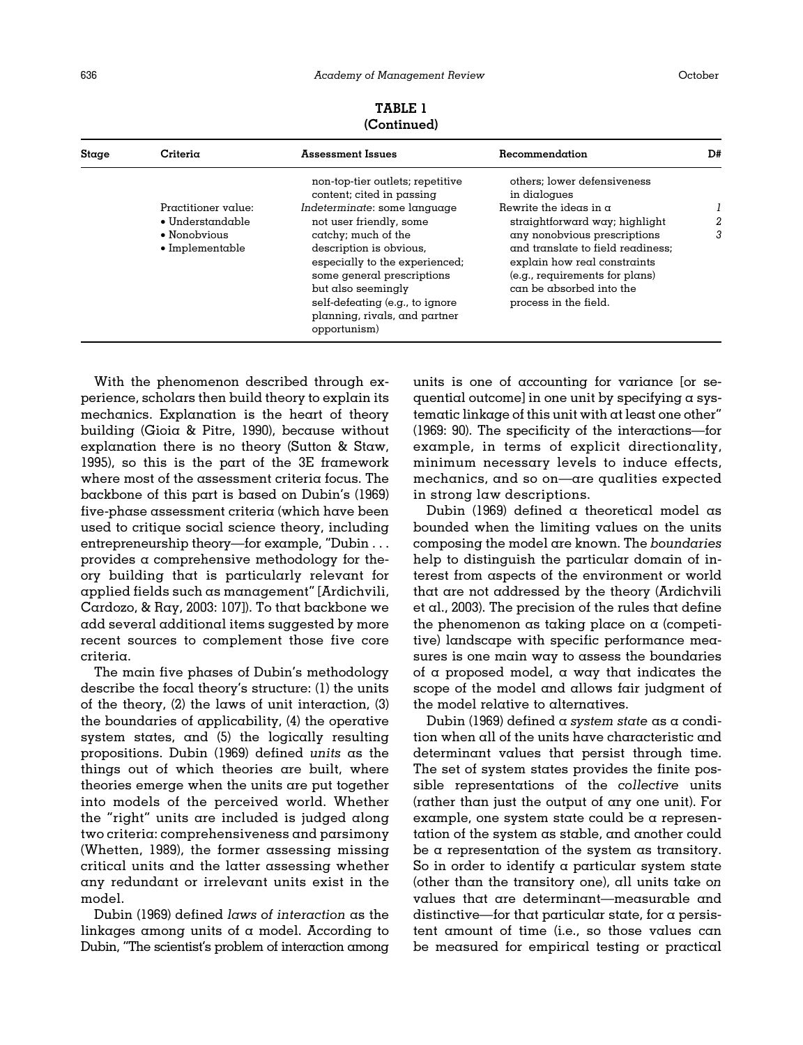**TABLE 1**
**(Continued)**

| Stage | Criteria | Assessment Issues | Recommendation | D# |
|---|---|---|---|---|
| | | non-top-tier outlets; repetitive content; cited in passing | others; lower defensiveness in dialogues | |
| | Practitioner value: • Understandable • Nonobvious • Implementable | *Indeterminate*: some language not user friendly, some catchy; much of the description is obvious, especially to the experienced; some general prescriptions but also seemingly self-defeating (e.g., to ignore planning, rivals, and partner opportunism) | Rewrite the ideas in a straightforward way; highlight any nonobvious prescriptions and translate to field readiness; explain how real constraints (e.g., requirements for plans) can be absorbed into the process in the field. | *1* *2* *3* |

With the phenomenon described through experience, scholars then build theory to explain its mechanics. Explanation is the heart of theory building (Gioia & Pitre, 1990), because without explanation there is no theory (Sutton & Staw, 1995), so this is the part of the 3E framework where most of the assessment criteria focus. The backbone of this part is based on Dubin's (1969) five-phase assessment criteria (which have been used to critique social science theory, including entrepreneurship theory—for example, "Dubin . . . provides a comprehensive methodology for theory building that is particularly relevant for applied fields such as management" [Ardichvili, Cardozo, & Ray, 2003: 107]). To that backbone we add several additional items suggested by more recent sources to complement those five core criteria.

The main five phases of Dubin's methodology describe the focal theory's structure: (1) the units of the theory, (2) the laws of unit interaction, (3) the boundaries of applicability, (4) the operative system states, and (5) the logically resulting propositions. Dubin (1969) defined *units* as the things out of which theories are built, where theories emerge when the units are put together into models of the perceived world. Whether the "right" units are included is judged along two criteria: comprehensiveness and parsimony (Whetten, 1989), the former assessing missing critical units and the latter assessing whether any redundant or irrelevant units exist in the model.

Dubin (1969) defined *laws of interaction* as the linkages among units of a model. According to Dubin, "The scientist's problem of interaction among units is one of accounting for variance [or sequential outcome] in one unit by specifying a systematic linkage of this unit with at least one other" (1969: 90). The specificity of the interactions—for example, in terms of explicit directionality, minimum necessary levels to induce effects, mechanics, and so on—are qualities expected in strong law descriptions.

Dubin (1969) defined a theoretical model as bounded when the limiting values on the units composing the model are known. The *boundaries* help to distinguish the particular domain of interest from aspects of the environment or world that are not addressed by the theory (Ardichvili et al., 2003). The precision of the rules that define the phenomenon as taking place on a (competitive) landscape with specific performance measures is one main way to assess the boundaries of a proposed model, a way that indicates the scope of the model and allows fair judgment of the model relative to alternatives.

Dubin (1969) defined a *system state* as a condition when all of the units have characteristic and determinant values that persist through time. The set of system states provides the finite possible representations of the *collective* units (rather than just the output of any one unit). For example, one system state could be a representation of the system as stable, and another could be a representation of the system as transitory. So in order to identify a particular system state (other than the transitory one), all units take on values that are determinant—measurable and distinctive—for that particular state, for a persistent amount of time (i.e., so those values can be measured for empirical testing or practical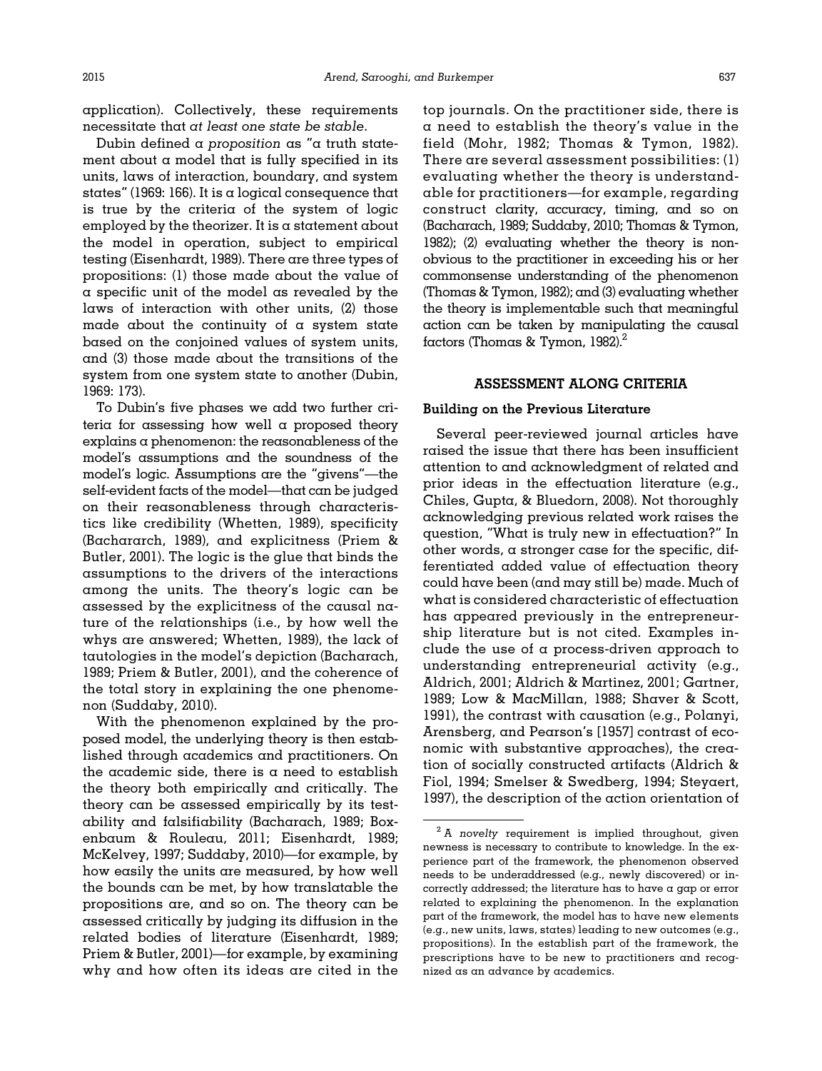application). Collectively, these requirements necessitate that *at least one state be stable*.

Dubin defined a *proposition* as "a truth statement about a model that is fully specified in its units, laws of interaction, boundary, and system states" (1969: 166). It is a logical consequence that is true by the criteria of the system of logic employed by the theorizer. It is a statement about the model in operation, subject to empirical testing (Eisenhardt, 1989). There are three types of propositions: (1) those made about the value of a specific unit of the model as revealed by the laws of interaction with other units, (2) those made about the continuity of a system state based on the conjoined values of system units, and (3) those made about the transitions of the system from one system state to another (Dubin, 1969: 173).

To Dubin's five phases we add two further criteria for assessing how well a proposed theory explains a phenomenon: the reasonableness of the model's assumptions and the soundness of the model's logic. Assumptions are the "givens"—the self-evident facts of the model—that can be judged on their reasonableness through characteristics like credibility (Whetten, 1989), specificity (Bachararch, 1989), and explicitness (Priem & Butler, 2001). The logic is the glue that binds the assumptions to the drivers of the interactions among the units. The theory's logic can be assessed by the explicitness of the causal nature of the relationships (i.e., by how well the whys are answered; Whetten, 1989), the lack of tautologies in the model's depiction (Bacharach, 1989; Priem & Butler, 2001), and the coherence of the total story in explaining the one phenomenon (Suddaby, 2010).

With the phenomenon explained by the proposed model, the underlying theory is then established through academics and practitioners. On the academic side, there is a need to establish the theory both empirically and critically. The theory can be assessed empirically by its testability and falsifiability (Bacharach, 1989; Boxenbaum & Rouleau, 2011; Eisenhardt, 1989; McKelvey, 1997; Suddaby, 2010)—for example, by how easily the units are measured, by how well the bounds can be met, by how translatable the propositions are, and so on. The theory can be assessed critically by judging its diffusion in the related bodies of literature (Eisenhardt, 1989; Priem & Butler, 2001)—for example, by examining why and how often its ideas are cited in the top journals. On the practitioner side, there is a need to establish the theory's value in the field (Mohr, 1982; Thomas & Tymon, 1982). There are several assessment possibilities: (1) evaluating whether the theory is understandable for practitioners—for example, regarding construct clarity, accuracy, timing, and so on (Bacharach, 1989; Suddaby, 2010; Thomas & Tymon, 1982); (2) evaluating whether the theory is nonobvious to the practitioner in exceeding his or her commonsense understanding of the phenomenon (Thomas & Tymon, 1982); and (3) evaluating whether the theory is implementable such that meaningful action can be taken by manipulating the causal factors (Thomas & Tymon, 1982).[2]

## ASSESSMENT ALONG CRITERIA

### Building on the Previous Literature

Several peer-reviewed journal articles have raised the issue that there has been insufficient attention to and acknowledgment of related and prior ideas in the effectuation literature (e.g., Chiles, Gupta, & Bluedorn, 2008). Not thoroughly acknowledging previous related work raises the question, "What is truly new in effectuation?" In other words, a stronger case for the specific, differentiated added value of effectuation theory could have been (and may still be) made. Much of what is considered characteristic of effectuation has appeared previously in the entrepreneurship literature but is not cited. Examples include the use of a process-driven approach to understanding entrepreneurial activity (e.g., Aldrich, 2001; Aldrich & Martinez, 2001; Gartner, 1989; Low & MacMillan, 1988; Shaver & Scott, 1991), the contrast with causation (e.g., Polanyi, Arensberg, and Pearson's [1957] contrast of economic with substantive approaches), the creation of socially constructed artifacts (Aldrich & Fiol, 1994; Smelser & Swedberg, 1994; Steyaert, 1997), the description of the action orientation of

---

[2] A *novelty* requirement is implied throughout, given newness is necessary to contribute to knowledge. In the experience part of the framework, the phenomenon observed needs to be underaddressed (e.g., newly discovered) or incorrectly addressed; the literature has to have a gap or error related to explaining the phenomenon. In the explanation part of the framework, the model has to have new elements (e.g., new units, laws, states) leading to new outcomes (e.g., propositions). In the establish part of the framework, the prescriptions have to be new to practitioners and recognized as an advance by academics.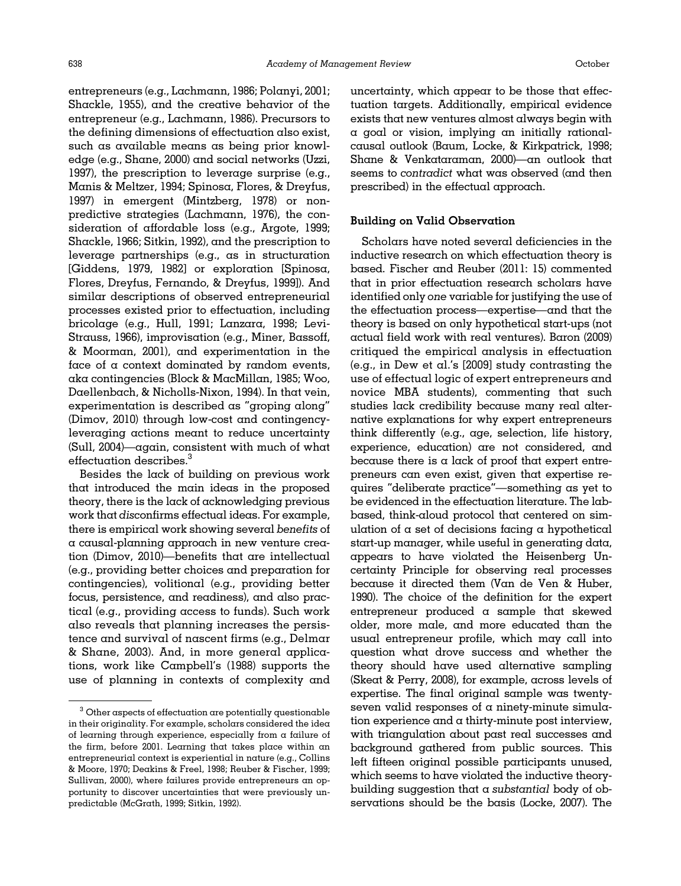entrepreneurs (e.g., Lachmann, 1986; Polanyi, 2001; Shackle, 1955), and the creative behavior of the entrepreneur (e.g., Lachmann, 1986). Precursors to the defining dimensions of effectuation also exist, such as available means as being prior knowledge (e.g., Shane, 2000) and social networks (Uzzi, 1997), the prescription to leverage surprise (e.g., Manis & Meltzer, 1994; Spinosa, Flores, & Dreyfus, 1997) in emergent (Mintzberg, 1978) or nonpredictive strategies (Lachmann, 1976), the consideration of affordable loss (e.g., Argote, 1999; Shackle, 1966; Sitkin, 1992), and the prescription to leverage partnerships (e.g., as in structuration [Giddens, 1979, 1982] or exploration [Spinosa, Flores, Dreyfus, Fernando, & Dreyfus, 1999]). And similar descriptions of observed entrepreneurial processes existed prior to effectuation, including bricolage (e.g., Hull, 1991; Lanzara, 1998; Levi-Strauss, 1966), improvisation (e.g., Miner, Bassoff, & Moorman, 2001), and experimentation in the face of a context dominated by random events, aka contingencies (Block & MacMillan, 1985; Woo, Daellenbach, & Nicholls-Nixon, 1994). In that vein, experimentation is described as "groping along" (Dimov, 2010) through low-cost and contingency-leveraging actions meant to reduce uncertainty (Sull, 2004)—again, consistent with much of what effectuation describes.[3]

Besides the lack of building on previous work that introduced the main ideas in the proposed theory, there is the lack of acknowledging previous work that *dis*confirms effectual ideas. For example, there is empirical work showing several *benefits* of a causal-planning approach in new venture creation (Dimov, 2010)—benefits that are intellectual (e.g., providing better choices and preparation for contingencies), volitional (e.g., providing better focus, persistence, and readiness), and also practical (e.g., providing access to funds). Such work also reveals that planning increases the persistence and survival of nascent firms (e.g., Delmar & Shane, 2003). And, in more general applications, work like Campbell's (1988) supports the use of planning in contexts of complexity and uncertainty, which appear to be those that effectuation targets. Additionally, empirical evidence exists that new ventures almost always begin with a goal or vision, implying an initially rational-causal outlook (Baum, Locke, & Kirkpatrick, 1998; Shane & Venkataraman, 2000)—an outlook that seems to *contradict* what was observed (and then prescribed) in the effectual approach.

### Building on Valid Observation

Scholars have noted several deficiencies in the inductive research on which effectuation theory is based. Fischer and Reuber (2011: 15) commented that in prior effectuation research scholars have identified only *one* variable for justifying the use of the effectuation process—expertise—and that the theory is based on only hypothetical start-ups (not actual field work with real ventures). Baron (2009) critiqued the empirical analysis in effectuation (e.g., in Dew et al.'s [2009] study contrasting the use of effectual logic of expert entrepreneurs and novice MBA students), commenting that such studies lack credibility because many real alternative explanations for why expert entrepreneurs think differently (e.g., age, selection, life history, experience, education) are not considered, and because there is a lack of proof that expert entrepreneurs can even exist, given that expertise requires "deliberate practice"—something as yet to be evidenced in the effectuation literature. The lab-based, think-aloud protocol that centered on simulation of a set of decisions facing a hypothetical start-up manager, while useful in generating data, appears to have violated the Heisenberg Uncertainty Principle for observing real processes because it directed them (Van de Ven & Huber, 1990). The choice of the definition for the expert entrepreneur produced a sample that skewed older, more male, and more educated than the usual entrepreneur profile, which may call into question what drove success and whether the theory should have used alternative sampling (Skeat & Perry, 2008), for example, across levels of expertise. The final original sample was twenty-seven valid responses of a ninety-minute simulation experience and a thirty-minute post interview, with triangulation about past real successes and background gathered from public sources. This left fifteen original possible participants unused, which seems to have violated the inductive theory-building suggestion that a *substantial* body of observations should be the basis (Locke, 2007). The

---

[3] Other aspects of effectuation are potentially questionable in their originality. For example, scholars considered the idea of learning through experience, especially from a failure of the firm, before 2001. Learning that takes place within an entrepreneurial context is experiential in nature (e.g., Collins & Moore, 1970; Deakins & Freel, 1998; Reuber & Fischer, 1999; Sullivan, 2000), where failures provide entrepreneurs an opportunity to discover uncertainties that were previously unpredictable (McGrath, 1999; Sitkin, 1992).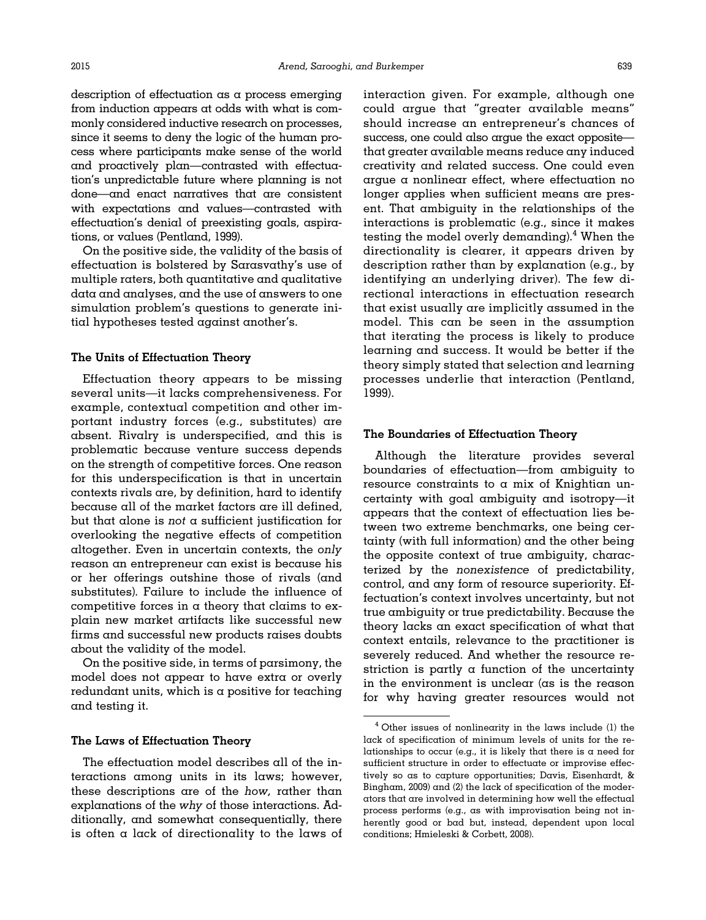description of effectuation as a process emerging from induction appears at odds with what is commonly considered inductive research on processes, since it seems to deny the logic of the human process where participants make sense of the world and proactively plan—contrasted with effectuation's unpredictable future where planning is not done—and enact narratives that are consistent with expectations and values—contrasted with effectuation's denial of preexisting goals, aspirations, or values (Pentland, 1999).

On the positive side, the validity of the basis of effectuation is bolstered by Sarasvathy's use of multiple raters, both quantitative and qualitative data and analyses, and the use of answers to one simulation problem's questions to generate initial hypotheses tested against another's.

### The Units of Effectuation Theory

Effectuation theory appears to be missing several units—it lacks comprehensiveness. For example, contextual competition and other important industry forces (e.g., substitutes) are absent. Rivalry is underspecified, and this is problematic because venture success depends on the strength of competitive forces. One reason for this underspecification is that in uncertain contexts rivals are, by definition, hard to identify because all of the market factors are ill defined, but that alone is *not* a sufficient justification for overlooking the negative effects of competition altogether. Even in uncertain contexts, the *only* reason an entrepreneur can exist is because his or her offerings outshine those of rivals (and substitutes). Failure to include the influence of competitive forces in a theory that claims to explain new market artifacts like successful new firms and successful new products raises doubts about the validity of the model.

On the positive side, in terms of parsimony, the model does not appear to have extra or overly redundant units, which is a positive for teaching and testing it.

### The Laws of Effectuation Theory

The effectuation model describes all of the interactions among units in its laws; however, these descriptions are of the *how,* rather than explanations of the *why* of those interactions. Additionally, and somewhat consequentially, there is often a lack of directionality to the laws of interaction given. For example, although one could argue that "greater available means" should increase an entrepreneur's chances of success, one could also argue the exact opposite—that greater available means reduce any induced creativity and related success. One could even argue a nonlinear effect, where effectuation no longer applies when sufficient means are present. That ambiguity in the relationships of the interactions is problematic (e.g., since it makes testing the model overly demanding).[4] When the directionality is clearer, it appears driven by description rather than by explanation (e.g., by identifying an underlying driver). The few directional interactions in effectuation research that exist usually are implicitly assumed in the model. This can be seen in the assumption that iterating the process is likely to produce learning and success. It would be better if the theory simply stated that selection and learning processes underlie that interaction (Pentland, 1999).

### The Boundaries of Effectuation Theory

Although the literature provides several boundaries of effectuation—from ambiguity to resource constraints to a mix of Knightian uncertainty with goal ambiguity and isotropy—it appears that the context of effectuation lies between two extreme benchmarks, one being certainty (with full information) and the other being the opposite context of true ambiguity, characterized by the *nonexistence* of predictability, control, and any form of resource superiority. Effectuation's context involves uncertainty, but not true ambiguity or true predictability. Because the theory lacks an exact specification of what that context entails, relevance to the practitioner is severely reduced. And whether the resource restriction is partly a function of the uncertainty in the environment is unclear (as is the reason for why having greater resources would not

[4] Other issues of nonlinearity in the laws include (1) the lack of specification of minimum levels of units for the relationships to occur (e.g., it is likely that there is a need for sufficient structure in order to effectuate or improvise effectively so as to capture opportunities; Davis, Eisenhardt, & Bingham, 2009) and (2) the lack of specification of the moderators that are involved in determining how well the effectual process performs (e.g., as with improvisation being not inherently good or bad but, instead, dependent upon local conditions; Hmieleski & Corbett, 2008).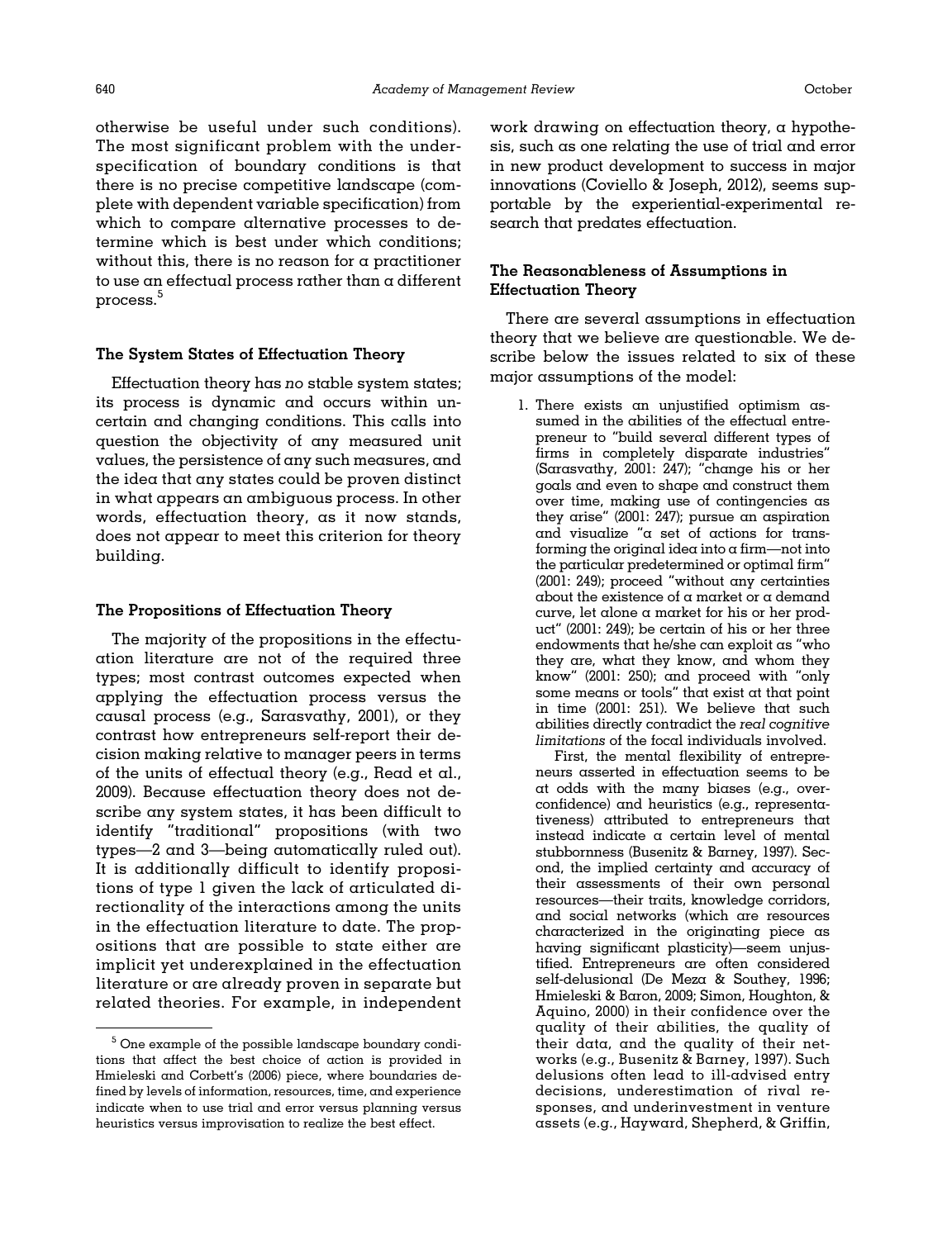otherwise be useful under such conditions). The most significant problem with the underspecification of boundary conditions is that there is no precise competitive landscape (complete with dependent variable specification) from which to compare alternative processes to determine which is best under which conditions; without this, there is no reason for a practitioner to use an effectual process rather than a different process.[5]

### The System States of Effectuation Theory

Effectuation theory has *no* stable system states; its process is dynamic and occurs within uncertain and changing conditions. This calls into question the objectivity of any measured unit values, the persistence of any such measures, and the idea that any states could be proven distinct in what appears an ambiguous process. In other words, effectuation theory, as it now stands, does not appear to meet this criterion for theory building.

### The Propositions of Effectuation Theory

The majority of the propositions in the effectuation literature are not of the required three types; most contrast outcomes expected when applying the effectuation process versus the causal process (e.g., Sarasvathy, 2001), or they contrast how entrepreneurs self-report their decision making relative to manager peers in terms of the units of effectual theory (e.g., Read et al., 2009). Because effectuation theory does not describe any system states, it has been difficult to identify "traditional" propositions (with two types—2 and 3—being automatically ruled out). It is additionally difficult to identify propositions of type 1 given the lack of articulated directionality of the interactions among the units in the effectuation literature to date. The propositions that are possible to state either are implicit yet underexplained in the effectuation literature or are already proven in separate but related theories. For example, in independent work drawing on effectuation theory, a hypothesis, such as one relating the use of trial and error in new product development to success in major innovations (Coviello & Joseph, 2012), seems supportable by the experiential-experimental research that predates effectuation.

### The Reasonableness of Assumptions in Effectuation Theory

There are several assumptions in effectuation theory that we believe are questionable. We describe below the issues related to six of these major assumptions of the model:

1. There exists an unjustified optimism assumed in the abilities of the effectual entrepreneur to "build several different types of firms in completely disparate industries" (Sarasvathy, 2001: 247); "change his or her goals and even to shape and construct them over time, making use of contingencies as they arise" (2001: 247); pursue an aspiration and visualize "a set of actions for transforming the original idea into a firm—not into the particular predetermined or optimal firm" (2001: 249); proceed "without any certainties about the existence of a market or a demand curve, let alone a market for his or her product" (2001: 249); be certain of his or her three endowments that he/she can exploit as "who they are, what they know, and whom they know" (2001: 250); and proceed with "only some means or tools" that exist at that point in time (2001: 251). We believe that such abilities directly contradict the *real cognitive limitations* of the focal individuals involved.

   First, the mental flexibility of entrepreneurs asserted in effectuation seems to be at odds with the many biases (e.g., overconfidence) and heuristics (e.g., representativeness) attributed to entrepreneurs that instead indicate a certain level of mental stubbornness (Busenitz & Barney, 1997). Second, the implied certainty and accuracy of their assessments of their own personal resources—their traits, knowledge corridors, and social networks (which are resources characterized in the originating piece as having significant plasticity)—seem unjustified. Entrepreneurs are often considered self-delusional (De Meza & Southey, 1996; Hmieleski & Baron, 2009; Simon, Houghton, & Aquino, 2000) in their confidence over the quality of their abilities, the quality of their data, and the quality of their networks (e.g., Busenitz & Barney, 1997). Such delusions often lead to ill-advised entry decisions, underestimation of rival responses, and underinvestment in venture assets (e.g., Hayward, Shepherd, & Griffin,

---

[5] One example of the possible landscape boundary conditions that affect the best choice of action is provided in Hmieleski and Corbett's (2006) piece, where boundaries defined by levels of information, resources, time, and experience indicate when to use trial and error versus planning versus heuristics versus improvisation to realize the best effect.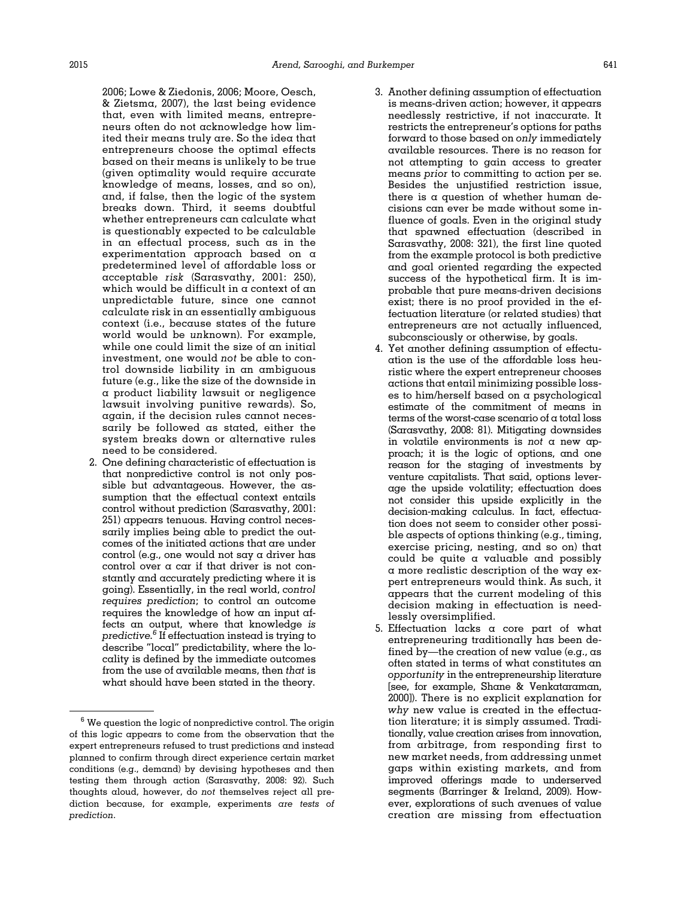2006; Lowe & Ziedonis, 2006; Moore, Oesch, & Zietsma, 2007), the last being evidence that, even with limited means, entrepreneurs often do not acknowledge how limited their means truly are. So the idea that entrepreneurs choose the optimal effects based on their means is unlikely to be true (given optimality would require accurate knowledge of means, losses, and so on), and, if false, then the logic of the system breaks down. Third, it seems doubtful whether entrepreneurs can calculate what is questionably expected to be calculable in an effectual process, such as in the experimentation approach based on a predetermined level of affordable loss or acceptable *risk* (Sarasvathy, 2001: 250), which would be difficult in a context of an unpredictable future, since one cannot calculate risk in an essentially ambiguous context (i.e., because states of the future world would be *un*known). For example, while one could limit the size of an initial investment, one would *not* be able to control downside liability in an ambiguous future (e.g., like the size of the downside in a product liability lawsuit or negligence lawsuit involving punitive rewards). So, again, if the decision rules cannot necessarily be followed as stated, either the system breaks down or alternative rules need to be considered.

2. One defining characteristic of effectuation is that nonpredictive control is not only possible but advantageous. However, the assumption that the effectual context entails control without prediction (Sarasvathy, 2001: 251) appears tenuous. Having control necessarily implies being able to predict the outcomes of the initiated actions that are under control (e.g., one would not say a driver has control over a car if that driver is not constantly and accurately predicting where it is going). Essentially, in the real world, *control requires prediction*; to control an outcome requires the knowledge of how an input affects an output, where that knowledge *is predictive*.[6] If effectuation instead is trying to describe "local" predictability, where the locality is defined by the immediate outcomes from the use of available means, then *that* is what should have been stated in the theory.

3. Another defining assumption of effectuation is means-driven action; however, it appears needlessly restrictive, if not inaccurate. It restricts the entrepreneur's options for paths forward to those based on *only* immediately available resources. There is no reason for not attempting to gain access to greater means *prior* to committing to action per se. Besides the unjustified restriction issue, there is a question of whether human decisions can ever be made without some influence of goals. Even in the original study that spawned effectuation (described in Sarasvathy, 2008: 321), the first line quoted from the example protocol is both predictive and goal oriented regarding the expected success of the hypothetical firm. It is improbable that pure means-driven decisions exist; there is no proof provided in the effectuation literature (or related studies) that entrepreneurs are not actually influenced, subconsciously or otherwise, by goals.

4. Yet another defining assumption of effectuation is the use of the affordable loss heuristic where the expert entrepreneur chooses actions that entail minimizing possible losses to him/herself based on a psychological estimate of the commitment of means in terms of the worst-case scenario of a total loss (Sarasvathy, 2008: 81). Mitigating downsides in volatile environments is *not* a new approach; it is the logic of options, and one reason for the staging of investments by venture capitalists. That said, options leverage the upside volatility; effectuation does not consider this upside explicitly in the decision-making calculus. In fact, effectuation does not seem to consider other possible aspects of options thinking (e.g., timing, exercise pricing, nesting, and so on) that could be quite a valuable and possibly a more realistic description of the way expert entrepreneurs would think. As such, it appears that the current modeling of this decision making in effectuation is needlessly oversimplified.

5. Effectuation lacks a core part of what entrepreneurship traditionally has been defined by—the creation of new value (e.g., as often stated in terms of what constitutes an *opportunity* in the entrepreneurship literature [see, for example, Shane & Venkataraman, 2000]). There is no explicit explanation for *why* new value is created in the effectuation literature; it is simply assumed. Traditionally, value creation arises from innovation, from arbitrage, from responding first to new market needs, from addressing unmet gaps within existing markets, and from improved offerings made to underserved segments (Barringer & Ireland, 2009). However, explorations of such avenues of value creation are missing from effectuation

[6] We question the logic of nonpredictive control. The origin of this logic appears to come from the observation that the expert entrepreneurs refused to trust predictions and instead planned to confirm through direct experience certain market conditions (e.g., demand) by devising hypotheses and then testing them through action (Sarasvathy, 2008: 92). Such thoughts aloud, however, do *not* themselves reject all prediction because, for example, experiments *are tests of prediction*.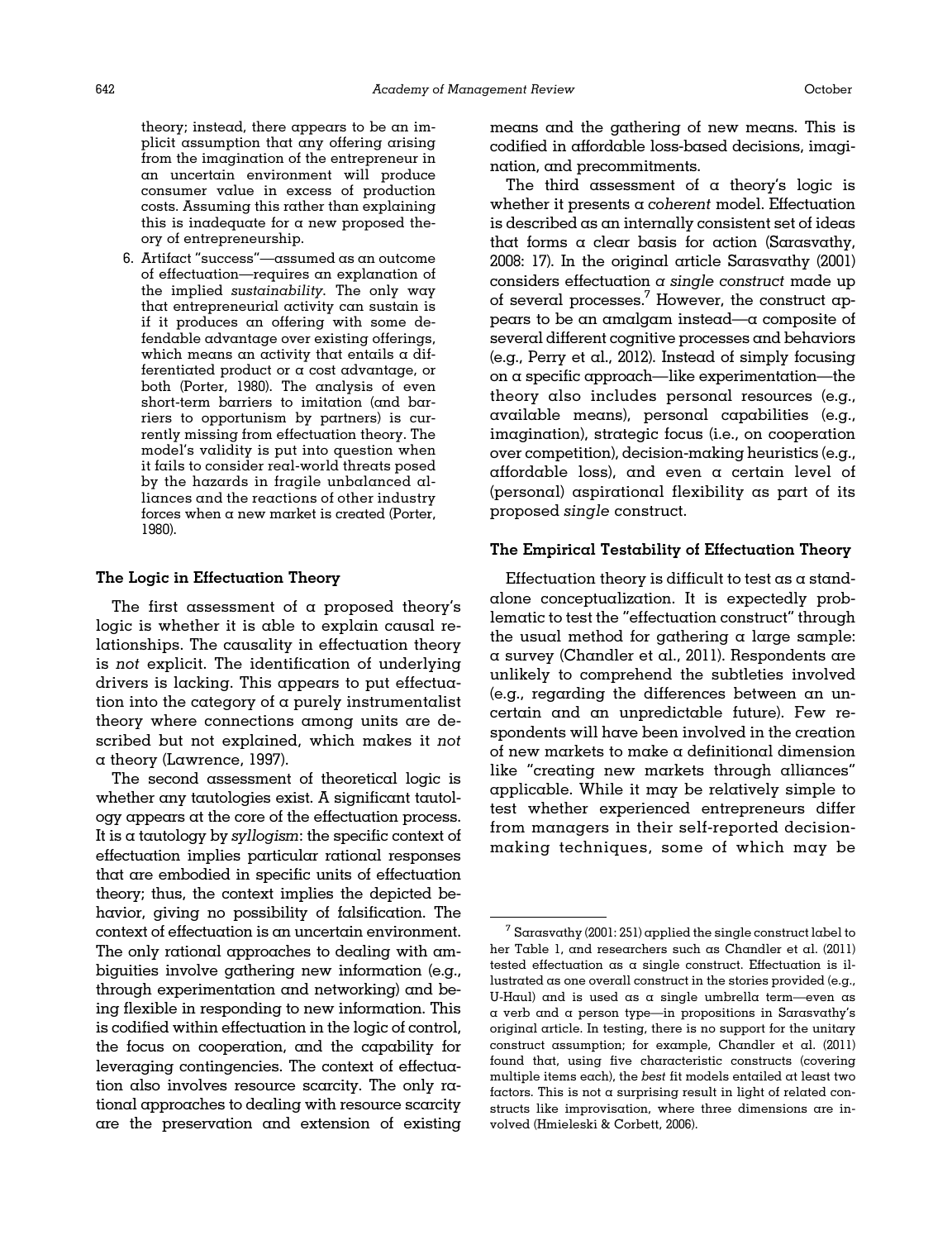theory; instead, there appears to be an implicit assumption that any offering arising from the imagination of the entrepreneur in an uncertain environment will produce consumer value in excess of production costs. Assuming this rather than explaining this is inadequate for a new proposed theory of entrepreneurship.

6. Artifact "success"—assumed as an outcome of effectuation—requires an explanation of the implied *sustainability*. The only way that entrepreneurial activity can sustain is if it produces an offering with some defendable advantage over existing offerings, which means an activity that entails a differentiated product or a cost advantage, or both (Porter, 1980). The analysis of even short-term barriers to imitation (and barriers to opportunism by partners) is currently missing from effectuation theory. The model's validity is put into question when it fails to consider real-world threats posed by the hazards in fragile unbalanced alliances and the reactions of other industry forces when a new market is created (Porter, 1980).

### The Logic in Effectuation Theory

The first assessment of a proposed theory's logic is whether it is able to explain causal relationships. The causality in effectuation theory is *not* explicit. The identification of underlying drivers is lacking. This appears to put effectuation into the category of a purely instrumentalist theory where connections among units are described but not explained, which makes it *not* a theory (Lawrence, 1997).

The second assessment of theoretical logic is whether any tautologies exist. A significant tautology appears at the core of the effectuation process. It is a tautology by *syllogism*: the specific context of effectuation implies particular rational responses that are embodied in specific units of effectuation theory; thus, the context implies the depicted behavior, giving no possibility of falsification. The context of effectuation is an uncertain environment. The only rational approaches to dealing with ambiguities involve gathering new information (e.g., through experimentation and networking) and being flexible in responding to new information. This is codified within effectuation in the logic of control, the focus on cooperation, and the capability for leveraging contingencies. The context of effectuation also involves resource scarcity. The only rational approaches to dealing with resource scarcity are the preservation and extension of existing means and the gathering of new means. This is codified in affordable loss-based decisions, imagination, and precommitments.

The third assessment of a theory's logic is whether it presents a *coherent* model. Effectuation is described as an internally consistent set of ideas that forms a clear basis for action (Sarasvathy, 2008: 17). In the original article Sarasvathy (2001) considers effectuation *a single construct* made up of several processes.[7] However, the construct appears to be an amalgam instead—a composite of several different cognitive processes and behaviors (e.g., Perry et al., 2012). Instead of simply focusing on a specific approach—like experimentation—the theory also includes personal resources (e.g., available means), personal capabilities (e.g., imagination), strategic focus (i.e., on cooperation over competition), decision-making heuristics (e.g., affordable loss), and even a certain level of (personal) aspirational flexibility as part of its proposed *single* construct.

### The Empirical Testability of Effectuation Theory

Effectuation theory is difficult to test as a standalone conceptualization. It is expectedly problematic to test the "effectuation construct" through the usual method for gathering a large sample: a survey (Chandler et al., 2011). Respondents are unlikely to comprehend the subtleties involved (e.g., regarding the differences between an uncertain and an unpredictable future). Few respondents will have been involved in the creation of new markets to make a definitional dimension like "creating new markets through alliances" applicable. While it may be relatively simple to test whether experienced entrepreneurs differ from managers in their self-reported decision-making techniques, some of which may be

[7] Sarasvathy (2001: 251) applied the single construct label to her Table 1, and researchers such as Chandler et al. (2011) tested effectuation as a single construct. Effectuation is illustrated as one overall construct in the stories provided (e.g., U-Haul) and is used as a single umbrella term—even as a verb and a person type—in propositions in Sarasvathy's original article. In testing, there is no support for the unitary construct assumption; for example, Chandler et al. (2011) found that, using five characteristic constructs (covering multiple items each), the *best* fit models entailed at least two factors. This is not a surprising result in light of related constructs like improvisation, where three dimensions are involved (Hmieleski & Corbett, 2006).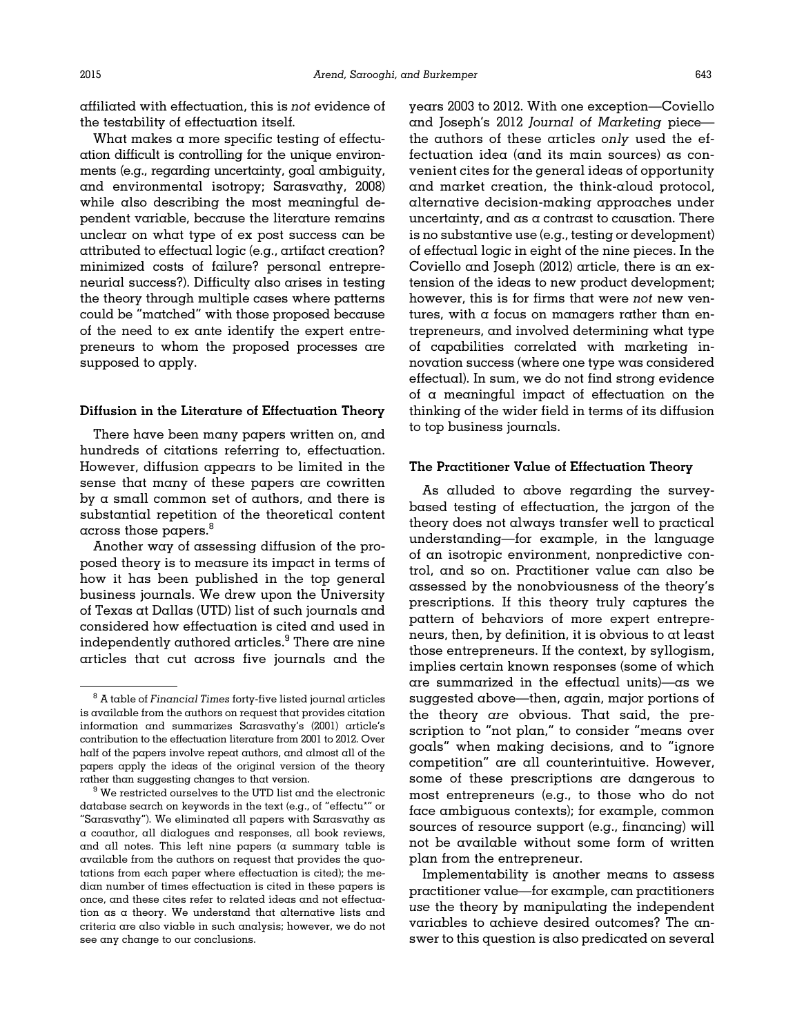affiliated with effectuation, this is *not* evidence of the testability of effectuation itself.

What makes a more specific testing of effectuation difficult is controlling for the unique environments (e.g., regarding uncertainty, goal ambiguity, and environmental isotropy; Sarasvathy, 2008) while also describing the most meaningful dependent variable, because the literature remains unclear on what type of ex post success can be attributed to effectual logic (e.g., artifact creation? minimized costs of failure? personal entrepreneurial success?). Difficulty also arises in testing the theory through multiple cases where patterns could be "matched" with those proposed because of the need to ex ante identify the expert entrepreneurs to whom the proposed processes are supposed to apply.

### Diffusion in the Literature of Effectuation Theory

There have been many papers written on, and hundreds of citations referring to, effectuation. However, diffusion appears to be limited in the sense that many of these papers are cowritten by a small common set of authors, and there is substantial repetition of the theoretical content across those papers.[8]

Another way of assessing diffusion of the proposed theory is to measure its impact in terms of how it has been published in the top general business journals. We drew upon the University of Texas at Dallas (UTD) list of such journals and considered how effectuation is cited and used in independently authored articles.[9] There are nine articles that cut across five journals and the years 2003 to 2012. With one exception—Coviello and Joseph's 2012 *Journal of Marketing* piece—the authors of these articles *only* used the effectuation idea (and its main sources) as convenient cites for the general ideas of opportunity and market creation, the think-aloud protocol, alternative decision-making approaches under uncertainty, and as a contrast to causation. There is no substantive use (e.g., testing or development) of effectual logic in eight of the nine pieces. In the Coviello and Joseph (2012) article, there is an extension of the ideas to new product development; however, this is for firms that were *not* new ventures, with a focus on managers rather than entrepreneurs, and involved determining what type of capabilities correlated with marketing innovation success (where one type was considered effectual). In sum, we do not find strong evidence of a meaningful impact of effectuation on the thinking of the wider field in terms of its diffusion to top business journals.

### The Practitioner Value of Effectuation Theory

As alluded to above regarding the survey-based testing of effectuation, the jargon of the theory does not always transfer well to practical understanding—for example, in the language of an isotropic environment, nonpredictive control, and so on. Practitioner value can also be assessed by the nonobviousness of the theory's prescriptions. If this theory truly captures the pattern of behaviors of more expert entrepreneurs, then, by definition, it is obvious to at least those entrepreneurs. If the context, by syllogism, implies certain known responses (some of which are summarized in the effectual units)—as we suggested above—then, again, major portions of the theory *are* obvious. That said, the prescription to "not plan," to consider "means over goals" when making decisions, and to "ignore competition" are all counterintuitive. However, some of these prescriptions are dangerous to most entrepreneurs (e.g., to those who do not face ambiguous contexts); for example, common sources of resource support (e.g., financing) will not be available without some form of written plan from the entrepreneur.

Implementability is another means to assess practitioner value—for example, can practitioners *use* the theory by manipulating the independent variables to achieve desired outcomes? The answer to this question is also predicated on several

---

[8] A table of *Financial Times* forty-five listed journal articles is available from the authors on request that provides citation information and summarizes Sarasvathy's (2001) article's contribution to the effectuation literature from 2001 to 2012. Over half of the papers involve repeat authors, and almost all of the papers apply the ideas of the original version of the theory rather than suggesting changes to that version.

[9] We restricted ourselves to the UTD list and the electronic database search on keywords in the text (e.g., of "effectu*" or "Sarasvathy"). We eliminated all papers with Sarasvathy as a coauthor, all dialogues and responses, all book reviews, and all notes. This left nine papers (a summary table is available from the authors on request that provides the quotations from each paper where effectuation is cited); the median number of times effectuation is cited in these papers is once, and these cites refer to related ideas and not effectuation as a theory. We understand that alternative lists and criteria are also viable in such analysis; however, we do not see any change to our conclusions.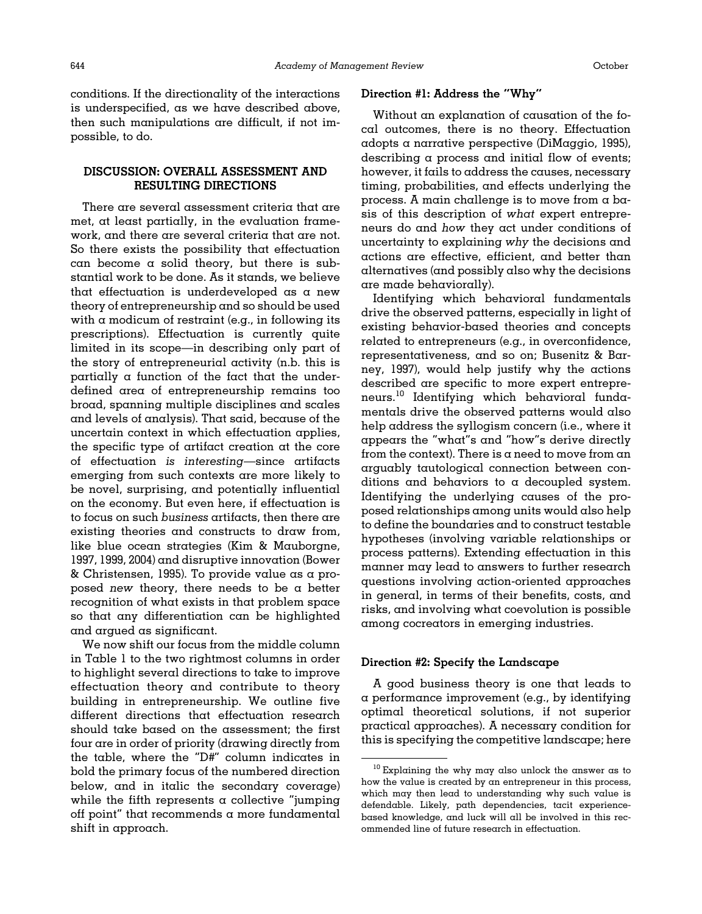conditions. If the directionality of the interactions is underspecified, as we have described above, then such manipulations are difficult, if not impossible, to do.

## DISCUSSION: OVERALL ASSESSMENT AND RESULTING DIRECTIONS

There are several assessment criteria that are met, at least partially, in the evaluation framework, and there are several criteria that are not. So there exists the possibility that effectuation can become a solid theory, but there is substantial work to be done. As it stands, we believe that effectuation is underdeveloped as a new theory of entrepreneurship and so should be used with a modicum of restraint (e.g., in following its prescriptions). Effectuation is currently quite limited in its scope—in describing only part of the story of entrepreneurial activity (n.b. this is partially a function of the fact that the underdefined area of entrepreneurship remains too broad, spanning multiple disciplines and scales and levels of analysis). That said, because of the uncertain context in which effectuation applies, the specific type of artifact creation at the core of effectuation *is interesting*—since artifacts emerging from such contexts are more likely to be novel, surprising, and potentially influential on the economy. But even here, if effectuation is to focus on such *business* artifacts, then there are existing theories and constructs to draw from, like blue ocean strategies (Kim & Mauborgne, 1997, 1999, 2004) and disruptive innovation (Bower & Christensen, 1995). To provide value as a proposed *new* theory, there needs to be a better recognition of what exists in that problem space so that any differentiation can be highlighted and argued as significant.

We now shift our focus from the middle column in Table 1 to the two rightmost columns in order to highlight several directions to take to improve effectuation theory and contribute to theory building in entrepreneurship. We outline five different directions that effectuation research should take based on the assessment; the first four are in order of priority (drawing directly from the table, where the "D#" column indicates in bold the primary focus of the numbered direction below, and in italic the secondary coverage) while the fifth represents a collective "jumping off point" that recommends a more fundamental shift in approach.

### Direction #1: Address the "Why"

Without an explanation of causation of the focal outcomes, there is no theory. Effectuation adopts a narrative perspective (DiMaggio, 1995), describing a process and initial flow of events; however, it fails to address the causes, necessary timing, probabilities, and effects underlying the process. A main challenge is to move from a basis of this description of *what* expert entrepreneurs do and *how* they act under conditions of uncertainty to explaining *why* the decisions and actions are effective, efficient, and better than alternatives (and possibly also why the decisions are made behaviorally).

Identifying which behavioral fundamentals drive the observed patterns, especially in light of existing behavior-based theories and concepts related to entrepreneurs (e.g., in overconfidence, representativeness, and so on; Busenitz & Barney, 1997), would help justify why the actions described are specific to more expert entrepreneurs.[10] Identifying which behavioral fundamentals drive the observed patterns would also help address the syllogism concern (i.e., where it appears the "what"s and "how"s derive directly from the context). There is a need to move from an arguably tautological connection between conditions and behaviors to a decoupled system. Identifying the underlying causes of the proposed relationships among units would also help to define the boundaries and to construct testable hypotheses (involving variable relationships or process patterns). Extending effectuation in this manner may lead to answers to further research questions involving action-oriented approaches in general, in terms of their benefits, costs, and risks, and involving what coevolution is possible among cocreators in emerging industries.

### Direction #2: Specify the Landscape

A good business theory is one that leads to a performance improvement (e.g., by identifying optimal theoretical solutions, if not superior practical approaches). A necessary condition for this is specifying the competitive landscape; here

[10] Explaining the why may also unlock the answer as to how the value is created by an entrepreneur in this process, which may then lead to understanding why such value is defendable. Likely, path dependencies, tacit experience-based knowledge, and luck will all be involved in this recommended line of future research in effectuation.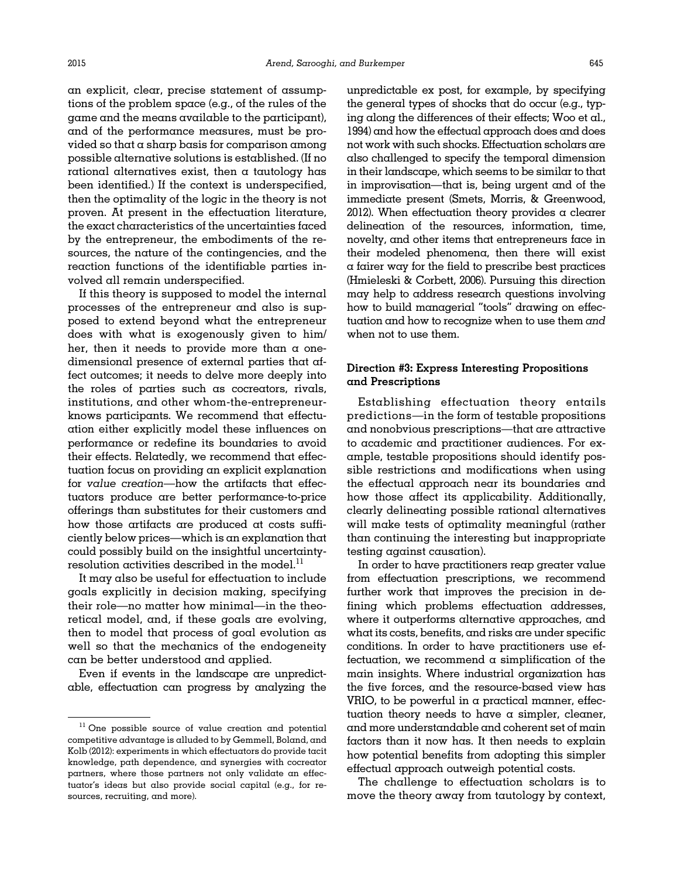an explicit, clear, precise statement of assumptions of the problem space (e.g., of the rules of the game and the means available to the participant), and of the performance measures, must be provided so that a sharp basis for comparison among possible alternative solutions is established. (If no rational alternatives exist, then a tautology has been identified.) If the context is underspecified, then the optimality of the logic in the theory is not proven. At present in the effectuation literature, the exact characteristics of the uncertainties faced by the entrepreneur, the embodiments of the resources, the nature of the contingencies, and the reaction functions of the identifiable parties involved all remain underspecified.

If this theory is supposed to model the internal processes of the entrepreneur and also is supposed to extend beyond what the entrepreneur does with what is exogenously given to him/her, then it needs to provide more than a one-dimensional presence of external parties that affect outcomes; it needs to delve more deeply into the roles of parties such as cocreators, rivals, institutions, and other whom-the-entrepreneur-knows participants. We recommend that effectuation either explicitly model these influences on performance or redefine its boundaries to avoid their effects. Relatedly, we recommend that effectuation focus on providing an explicit explanation for *value creation*—how the artifacts that effectuators produce are better performance-to-price offerings than substitutes for their customers and how those artifacts are produced at costs sufficiently below prices—which is an explanation that could possibly build on the insightful uncertainty-resolution activities described in the model.[11]

It may also be useful for effectuation to include goals explicitly in decision making, specifying their role—no matter how minimal—in the theoretical model, and, if these goals are evolving, then to model that process of goal evolution as well so that the mechanics of the endogeneity can be better understood and applied.

Even if events in the landscape are unpredictable, effectuation can progress by analyzing the unpredictable ex post, for example, by specifying the general types of shocks that do occur (e.g., typing along the differences of their effects; Woo et al., 1994) and how the effectual approach does and does not work with such shocks. Effectuation scholars are also challenged to specify the temporal dimension in their landscape, which seems to be similar to that in improvisation—that is, being urgent and of the immediate present (Smets, Morris, & Greenwood, 2012). When effectuation theory provides a clearer delineation of the resources, information, time, novelty, and other items that entrepreneurs face in their modeled phenomena, then there will exist a fairer way for the field to prescribe best practices (Hmieleski & Corbett, 2006). Pursuing this direction may help to address research questions involving how to build managerial "tools" drawing on effectuation and how to recognize when to use them *and* when not to use them.

### Direction #3: Express Interesting Propositions and Prescriptions

Establishing effectuation theory entails predictions—in the form of testable propositions and nonobvious prescriptions—that are attractive to academic and practitioner audiences. For example, testable propositions should identify possible restrictions and modifications when using the effectual approach near its boundaries and how those affect its applicability. Additionally, clearly delineating possible rational alternatives will make tests of optimality meaningful (rather than continuing the interesting but inappropriate testing against causation).

In order to have practitioners reap greater value from effectuation prescriptions, we recommend further work that improves the precision in defining which problems effectuation addresses, where it outperforms alternative approaches, and what its costs, benefits, and risks are under specific conditions. In order to have practitioners use effectuation, we recommend a simplification of the main insights. Where industrial organization has the five forces, and the resource-based view has VRIO, to be powerful in a practical manner, effectuation theory needs to have a simpler, cleaner, and more understandable and coherent set of main factors than it now has. It then needs to explain how potential benefits from adopting this simpler effectual approach outweigh potential costs.

The challenge to effectuation scholars is to move the theory away from tautology by context,

---

[11] One possible source of value creation and potential competitive advantage is alluded to by Gemmell, Boland, and Kolb (2012): experiments in which effectuators do provide tacit knowledge, path dependence, and synergies with cocreator partners, where those partners not only validate an effectuator's ideas but also provide social capital (e.g., for resources, recruiting, and more).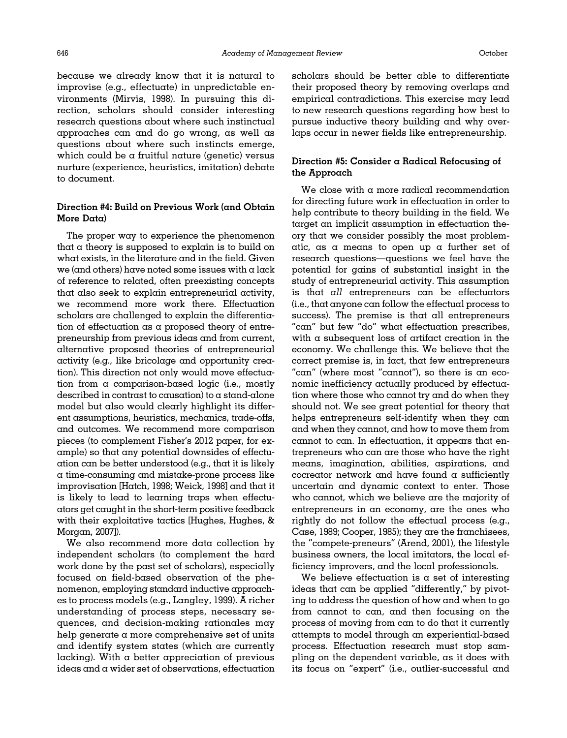because we already know that it is natural to improvise (e.g., effectuate) in unpredictable environments (Mirvis, 1998). In pursuing this direction, scholars should consider interesting research questions about where such instinctual approaches can and do go wrong, as well as questions about where such instincts emerge, which could be a fruitful nature (genetic) versus nurture (experience, heuristics, imitation) debate to document.

### Direction #4: Build on Previous Work (and Obtain More Data)

The proper way to experience the phenomenon that a theory is supposed to explain is to build on what exists, in the literature and in the field. Given we (and others) have noted some issues with a lack of reference to related, often preexisting concepts that also seek to explain entrepreneurial activity, we recommend more work there. Effectuation scholars are challenged to explain the differentiation of effectuation as a proposed theory of entrepreneurship from previous ideas and from current, alternative proposed theories of entrepreneurial activity (e.g., like bricolage and opportunity creation). This direction not only would move effectuation from a comparison-based logic (i.e., mostly described in contrast to causation) to a stand-alone model but also would clearly highlight its different assumptions, heuristics, mechanics, trade-offs, and outcomes. We recommend more comparison pieces (to complement Fisher's 2012 paper, for example) so that any potential downsides of effectuation can be better understood (e.g., that it is likely a time-consuming and mistake-prone process like improvisation [Hatch, 1998; Weick, 1998] and that it is likely to lead to learning traps when effectuators get caught in the short-term positive feedback with their exploitative tactics [Hughes, Hughes, & Morgan, 2007]).

We also recommend more data collection by independent scholars (to complement the hard work done by the past set of scholars), especially focused on field-based observation of the phenomenon, employing standard inductive approaches to process models (e.g., Langley, 1999). A richer understanding of process steps, necessary sequences, and decision-making rationales may help generate a more comprehensive set of units and identify system states (which are currently lacking). With a better appreciation of previous ideas and a wider set of observations, effectuation scholars should be better able to differentiate their proposed theory by removing overlaps and empirical contradictions. This exercise may lead to new research questions regarding how best to pursue inductive theory building and why overlaps occur in newer fields like entrepreneurship.

### Direction #5: Consider a Radical Refocusing of the Approach

We close with a more radical recommendation for directing future work in effectuation in order to help contribute to theory building in the field. We target an implicit assumption in effectuation theory that we consider possibly the most problematic, as a means to open up a further set of research questions—questions we feel have the potential for gains of substantial insight in the study of entrepreneurial activity. This assumption is that *all* entrepreneurs can be effectuators (i.e., that anyone can follow the effectual process to success). The premise is that all entrepreneurs "can" but few "do" what effectuation prescribes, with a subsequent loss of artifact creation in the economy. We challenge this. We believe that the correct premise is, in fact, that few entrepreneurs "can" (where most "cannot"), so there is an economic inefficiency actually produced by effectuation where those who cannot try and do when they should not. We see great potential for theory that helps entrepreneurs self-identify when they can and when they cannot, and how to move them from cannot to can. In effectuation, it appears that entrepreneurs who can are those who have the right means, imagination, abilities, aspirations, and cocreator network and have found a sufficiently uncertain and dynamic context to enter. Those who cannot, which we believe are the majority of entrepreneurs in an economy, are the ones who rightly do not follow the effectual process (e.g., Case, 1989; Cooper, 1985); they are the franchisees, the "compete-preneurs" (Arend, 2001), the lifestyle business owners, the local imitators, the local efficiency improvers, and the local professionals.

We believe effectuation is a set of interesting ideas that can be applied "differently," by pivoting to address the question of how and when to go from cannot to can, and then focusing on the process of moving from can to do that it currently attempts to model through an experiential-based process. Effectuation research must stop sampling on the dependent variable, as it does with its focus on "expert" (i.e., outlier-successful and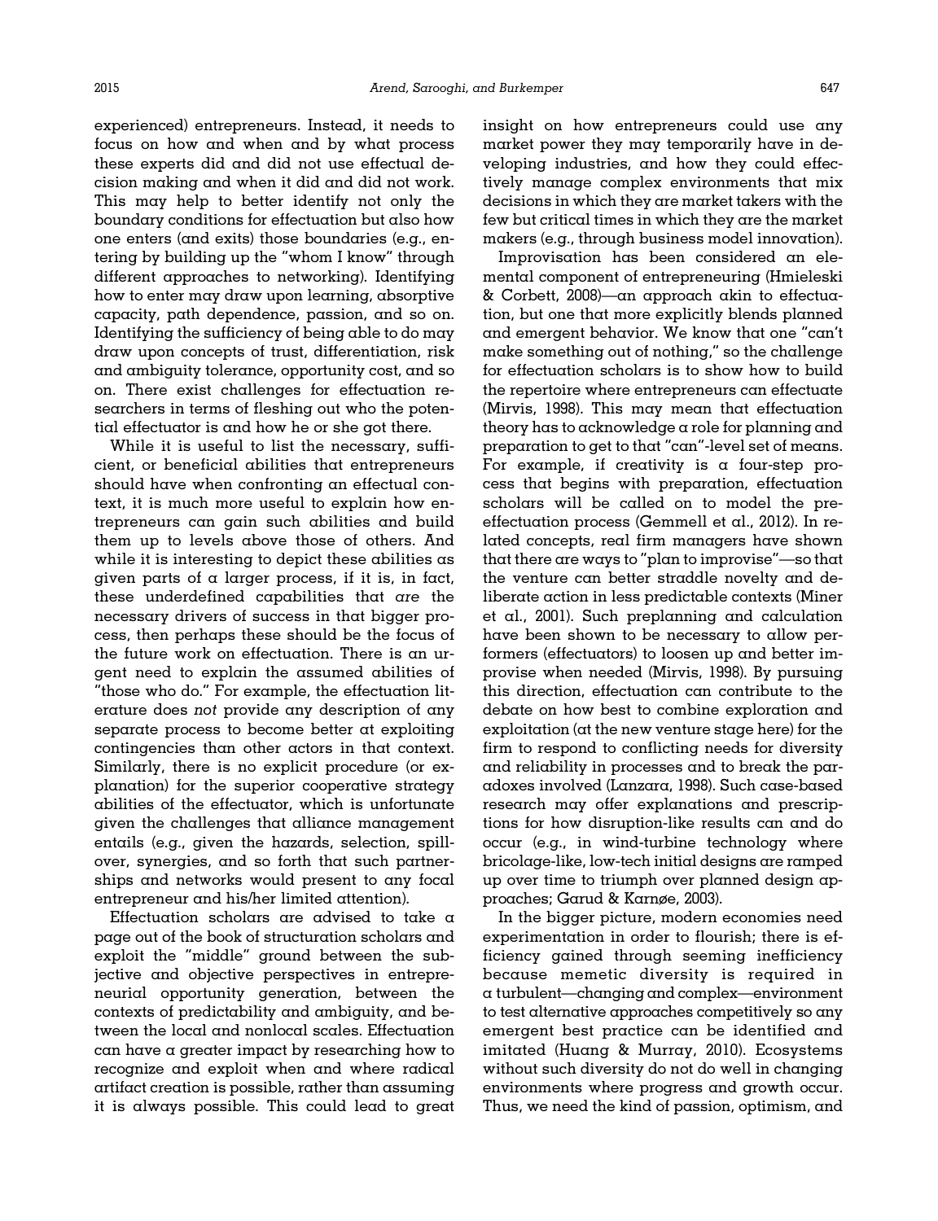experienced) entrepreneurs. Instead, it needs to focus on how and when and by what process these experts did and did not use effectual decision making and when it did and did not work. This may help to better identify not only the boundary conditions for effectuation but also how one enters (and exits) those boundaries (e.g., entering by building up the "whom I know" through different approaches to networking). Identifying how to enter may draw upon learning, absorptive capacity, path dependence, passion, and so on. Identifying the sufficiency of being able to do may draw upon concepts of trust, differentiation, risk and ambiguity tolerance, opportunity cost, and so on. There exist challenges for effectuation researchers in terms of fleshing out who the potential effectuator is and how he or she got there.

While it is useful to list the necessary, sufficient, or beneficial abilities that entrepreneurs should have when confronting an effectual context, it is much more useful to explain how entrepreneurs can gain such abilities and build them up to levels above those of others. And while it is interesting to depict these abilities as given parts of a larger process, if it is, in fact, these underdefined capabilities that *are* the necessary drivers of success in that bigger process, then perhaps these should be the focus of the future work on effectuation. There is an urgent need to explain the assumed abilities of "those who do." For example, the effectuation literature does *not* provide any description of any separate process to become better at exploiting contingencies than other actors in that context. Similarly, there is no explicit procedure (or explanation) for the superior cooperative strategy abilities of the effectuator, which is unfortunate given the challenges that alliance management entails (e.g., given the hazards, selection, spillover, synergies, and so forth that such partnerships and networks would present to any focal entrepreneur and his/her limited attention).

Effectuation scholars are advised to take a page out of the book of structuration scholars and exploit the "middle" ground between the subjective and objective perspectives in entrepreneurial opportunity generation, between the contexts of predictability and ambiguity, and between the local and nonlocal scales. Effectuation can have a greater impact by researching how to recognize and exploit when and where radical artifact creation is possible, rather than assuming it is always possible. This could lead to great insight on how entrepreneurs could use any market power they may temporarily have in developing industries, and how they could effectively manage complex environments that mix decisions in which they are market takers with the few but critical times in which they are the market makers (e.g., through business model innovation).

Improvisation has been considered an elemental component of entrepreneuring (Hmieleski & Corbett, 2008)—an approach akin to effectuation, but one that more explicitly blends planned and emergent behavior. We know that one "can't make something out of nothing," so the challenge for effectuation scholars is to show how to build the repertoire where entrepreneurs can effectuate (Mirvis, 1998). This may mean that effectuation theory has to acknowledge a role for planning and preparation to get to that "can"-level set of means. For example, if creativity is a four-step process that begins with preparation, effectuation scholars will be called on to model the pre-effectuation process (Gemmell et al., 2012). In related concepts, real firm managers have shown that there are ways to "plan to improvise"—so that the venture can better straddle novelty and deliberate action in less predictable contexts (Miner et al., 2001). Such preplanning and calculation have been shown to be necessary to allow performers (effectuators) to loosen up and better improvise when needed (Mirvis, 1998). By pursuing this direction, effectuation can contribute to the debate on how best to combine exploration and exploitation (at the new venture stage here) for the firm to respond to conflicting needs for diversity and reliability in processes and to break the paradoxes involved (Lanzara, 1998). Such case-based research may offer explanations and prescriptions for how disruption-like results can and do occur (e.g., in wind-turbine technology where bricolage-like, low-tech initial designs are ramped up over time to triumph over planned design approaches; Garud & Karnøe, 2003).

In the bigger picture, modern economies need experimentation in order to flourish; there is efficiency gained through seeming inefficiency because memetic diversity is required in a turbulent—changing and complex—environment to test alternative approaches competitively so any emergent best practice can be identified and imitated (Huang & Murray, 2010). Ecosystems without such diversity do not do well in changing environments where progress and growth occur. Thus, we need the kind of passion, optimism, and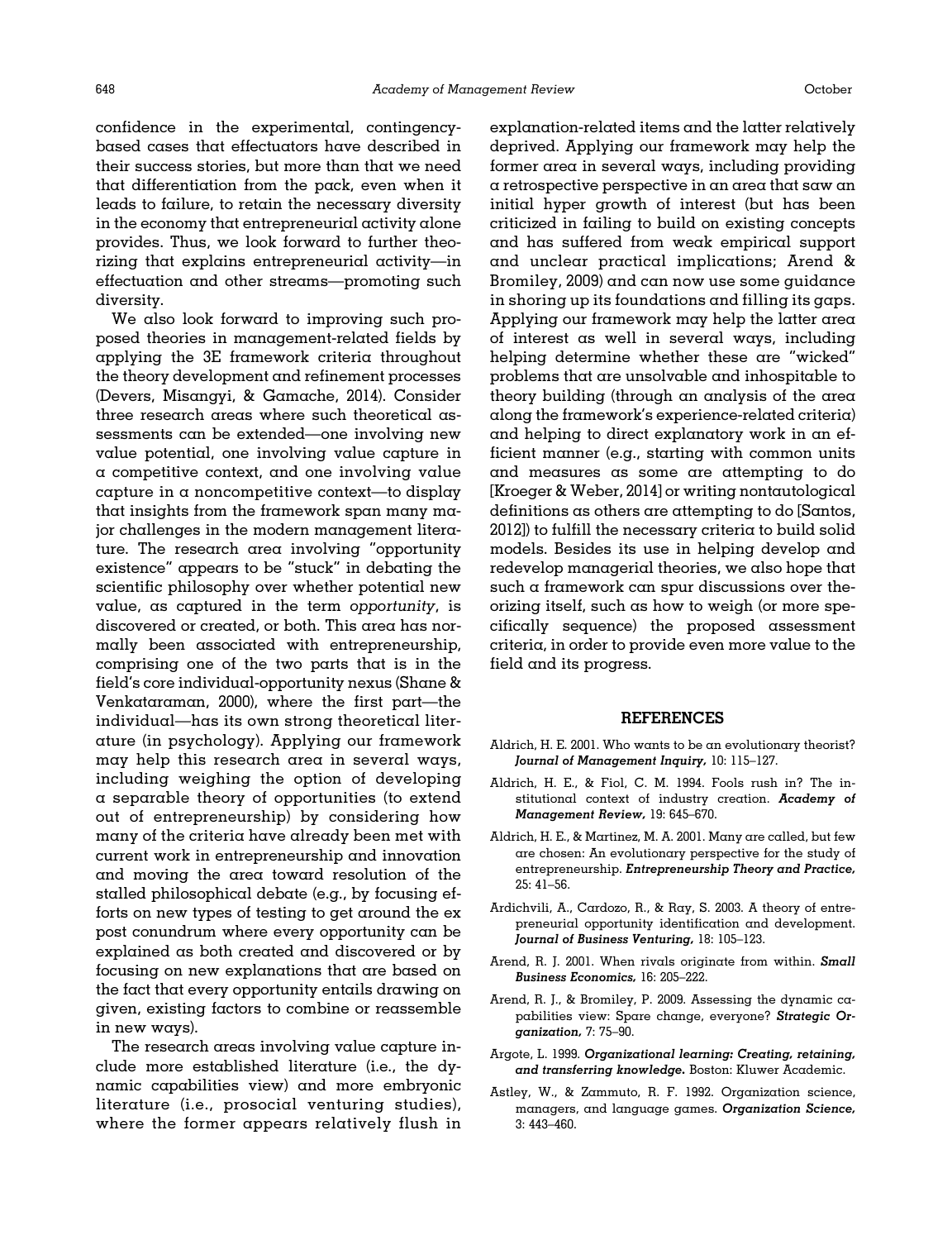confidence in the experimental, contingency-based cases that effectuators have described in their success stories, but more than that we need that differentiation from the pack, even when it leads to failure, to retain the necessary diversity in the economy that entrepreneurial activity alone provides. Thus, we look forward to further theorizing that explains entrepreneurial activity—in effectuation and other streams—promoting such diversity.

We also look forward to improving such proposed theories in management-related fields by applying the 3E framework criteria throughout the theory development and refinement processes (Devers, Misangyi, & Gamache, 2014). Consider three research areas where such theoretical assessments can be extended—one involving new value potential, one involving value capture in a competitive context, and one involving value capture in a noncompetitive context—to display that insights from the framework span many major challenges in the modern management literature. The research area involving "opportunity existence" appears to be "stuck" in debating the scientific philosophy over whether potential new value, as captured in the term *opportunity*, is discovered or created, or both. This area has normally been associated with entrepreneurship, comprising one of the two parts that is in the field's core individual-opportunity nexus (Shane & Venkataraman, 2000), where the first part—the individual—has its own strong theoretical literature (in psychology). Applying our framework may help this research area in several ways, including weighing the option of developing a separable theory of opportunities (to extend out of entrepreneurship) by considering how many of the criteria have already been met with current work in entrepreneurship and innovation and moving the area toward resolution of the stalled philosophical debate (e.g., by focusing efforts on new types of testing to get around the ex post conundrum where every opportunity can be explained as both created and discovered or by focusing on new explanations that are based on the fact that every opportunity entails drawing on given, existing factors to combine or reassemble in new ways).

The research areas involving value capture include more established literature (i.e., the dynamic capabilities view) and more embryonic literature (i.e., prosocial venturing studies), where the former appears relatively flush in explanation-related items and the latter relatively deprived. Applying our framework may help the former area in several ways, including providing a retrospective perspective in an area that saw an initial hyper growth of interest (but has been criticized in failing to build on existing concepts and has suffered from weak empirical support and unclear practical implications; Arend & Bromiley, 2009) and can now use some guidance in shoring up its foundations and filling its gaps. Applying our framework may help the latter area of interest as well in several ways, including helping determine whether these are "wicked" problems that are unsolvable and inhospitable to theory building (through an analysis of the area along the framework's experience-related criteria) and helping to direct explanatory work in an efficient manner (e.g., starting with common units and measures as some are attempting to do [Kroeger & Weber, 2014] or writing nontautological definitions as others are attempting to do [Santos, 2012]) to fulfill the necessary criteria to build solid models. Besides its use in helping develop and redevelop managerial theories, we also hope that such a framework can spur discussions over theorizing itself, such as how to weigh (or more specifically sequence) the proposed assessment criteria, in order to provide even more value to the field and its progress.

## REFERENCES

Aldrich, H. E. 2001. Who wants to be an evolutionary theorist? ***Journal of Management Inquiry,*** 10: 115–127.

Aldrich, H. E., & Fiol, C. M. 1994. Fools rush in? The institutional context of industry creation. ***Academy of Management Review,*** 19: 645–670.

Aldrich, H. E., & Martinez, M. A. 2001. Many are called, but few are chosen: An evolutionary perspective for the study of entrepreneurship. ***Entrepreneurship Theory and Practice,*** 25: 41–56.

Ardichvili, A., Cardozo, R., & Ray, S. 2003. A theory of entrepreneurial opportunity identification and development. ***Journal of Business Venturing,*** 18: 105–123.

Arend, R. J. 2001. When rivals originate from within. ***Small Business Economics,*** 16: 205–222.

Arend, R. J., & Bromiley, P. 2009. Assessing the dynamic capabilities view: Spare change, everyone? ***Strategic Organization,*** 7: 75–90.

Argote, L. 1999. ***Organizational learning: Creating, retaining, and transferring knowledge.*** Boston: Kluwer Academic.

Astley, W., & Zammuto, R. F. 1992. Organization science, managers, and language games. ***Organization Science,*** 3: 443–460.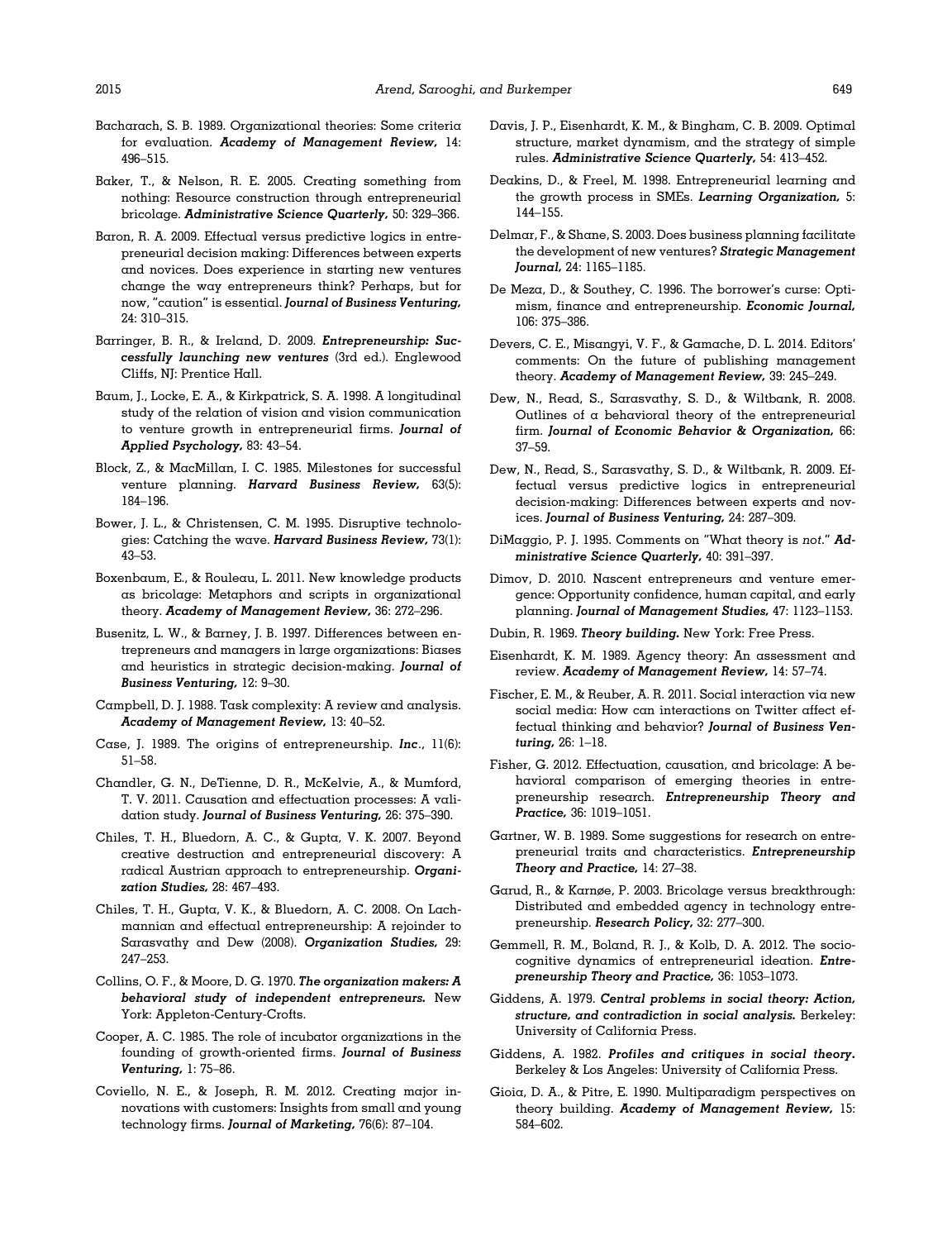Bacharach, S. B. 1989. Organizational theories: Some criteria for evaluation. ***Academy of Management Review,*** 14: 496–515.

Baker, T., & Nelson, R. E. 2005. Creating something from nothing: Resource construction through entrepreneurial bricolage. ***Administrative Science Quarterly,*** 50: 329–366.

Baron, R. A. 2009. Effectual versus predictive logics in entrepreneurial decision making: Differences between experts and novices. Does experience in starting new ventures change the way entrepreneurs think? Perhaps, but for now, "caution" is essential. ***Journal of Business Venturing,*** 24: 310–315.

Barringer, B. R., & Ireland, D. 2009. ***Entrepreneurship: Successfully launching new ventures*** (3rd ed.). Englewood Cliffs, NJ: Prentice Hall.

Baum, J., Locke, E. A., & Kirkpatrick, S. A. 1998. A longitudinal study of the relation of vision and vision communication to venture growth in entrepreneurial firms. ***Journal of Applied Psychology,*** 83: 43–54.

Block, Z., & MacMillan, I. C. 1985. Milestones for successful venture planning. ***Harvard Business Review,*** 63(5): 184–196.

Bower, J. L., & Christensen, C. M. 1995. Disruptive technologies: Catching the wave. ***Harvard Business Review,*** 73(1): 43–53.

Boxenbaum, E., & Rouleau, L. 2011. New knowledge products as bricolage: Metaphors and scripts in organizational theory. ***Academy of Management Review,*** 36: 272–296.

Busenitz, L. W., & Barney, J. B. 1997. Differences between entrepreneurs and managers in large organizations: Biases and heuristics in strategic decision-making. ***Journal of Business Venturing,*** 12: 9–30.

Campbell, D. J. 1988. Task complexity: A review and analysis. ***Academy of Management Review,*** 13: 40–52.

Case, J. 1989. The origins of entrepreneurship. ***Inc***., 11(6): 51–58.

Chandler, G. N., DeTienne, D. R., McKelvie, A., & Mumford, T. V. 2011. Causation and effectuation processes: A validation study. ***Journal of Business Venturing,*** 26: 375–390.

Chiles, T. H., Bluedorn, A. C., & Gupta, V. K. 2007. Beyond creative destruction and entrepreneurial discovery: A radical Austrian approach to entrepreneurship. ***Organization Studies,*** 28: 467–493.

Chiles, T. H., Gupta, V. K., & Bluedorn, A. C. 2008. On Lachmannian and effectual entrepreneurship: A rejoinder to Sarasvathy and Dew (2008). ***Organization Studies,*** 29: 247–253.

Collins, O. F., & Moore, D. G. 1970. ***The organization makers: A behavioral study of independent entrepreneurs.*** New York: Appleton-Century-Crofts.

Cooper, A. C. 1985. The role of incubator organizations in the founding of growth-oriented firms. ***Journal of Business Venturing,*** 1: 75–86.

Coviello, N. E., & Joseph, R. M. 2012. Creating major innovations with customers: Insights from small and young technology firms. ***Journal of Marketing,*** 76(6): 87–104.

Davis, J. P., Eisenhardt, K. M., & Bingham, C. B. 2009. Optimal structure, market dynamism, and the strategy of simple rules. ***Administrative Science Quarterly,*** 54: 413–452.

Deakins, D., & Freel, M. 1998. Entrepreneurial learning and the growth process in SMEs. ***Learning Organization,*** 5: 144–155.

Delmar, F., & Shane, S. 2003. Does business planning facilitate the development of new ventures? ***Strategic Management Journal,*** 24: 1165–1185.

De Meza, D., & Southey, C. 1996. The borrower's curse: Optimism, finance and entrepreneurship. ***Economic Journal,*** 106: 375–386.

Devers, C. E., Misangyi, V. F., & Gamache, D. L. 2014. Editors' comments: On the future of publishing management theory. ***Academy of Management Review,*** 39: 245–249.

Dew, N., Read, S., Sarasvathy, S. D., & Wiltbank, R. 2008. Outlines of a behavioral theory of the entrepreneurial firm. ***Journal of Economic Behavior & Organization,*** 66: 37–59.

Dew, N., Read, S., Sarasvathy, S. D., & Wiltbank, R. 2009. Effectual versus predictive logics in entrepreneurial decision-making: Differences between experts and novices. ***Journal of Business Venturing,*** 24: 287–309.

DiMaggio, P. J. 1995. Comments on "What theory is *not*." ***Administrative Science Quarterly,*** 40: 391–397.

Dimov, D. 2010. Nascent entrepreneurs and venture emergence: Opportunity confidence, human capital, and early planning. ***Journal of Management Studies,*** 47: 1123–1153.

Dubin, R. 1969. ***Theory building.*** New York: Free Press.

Eisenhardt, K. M. 1989. Agency theory: An assessment and review. ***Academy of Management Review,*** 14: 57–74.

Fischer, E. M., & Reuber, A. R. 2011. Social interaction via new social media: How can interactions on Twitter affect effectual thinking and behavior? ***Journal of Business Venturing,*** 26: 1–18.

Fisher, G. 2012. Effectuation, causation, and bricolage: A behavioral comparison of emerging theories in entrepreneurship research. ***Entrepreneurship Theory and Practice,*** 36: 1019–1051.

Gartner, W. B. 1989. Some suggestions for research on entrepreneurial traits and characteristics. ***Entrepreneurship Theory and Practice,*** 14: 27–38.

Garud, R., & Karnøe, P. 2003. Bricolage versus breakthrough: Distributed and embedded agency in technology entrepreneurship. ***Research Policy,*** 32: 277–300.

Gemmell, R. M., Boland, R. J., & Kolb, D. A. 2012. The socio-cognitive dynamics of entrepreneurial ideation. ***Entrepreneurship Theory and Practice,*** 36: 1053–1073.

Giddens, A. 1979. ***Central problems in social theory: Action, structure, and contradiction in social analysis.*** Berkeley: University of California Press.

Giddens, A. 1982. ***Profiles and critiques in social theory.*** Berkeley & Los Angeles: University of California Press.

Gioia, D. A., & Pitre, E. 1990. Multiparadigm perspectives on theory building. ***Academy of Management Review,*** 15: 584–602.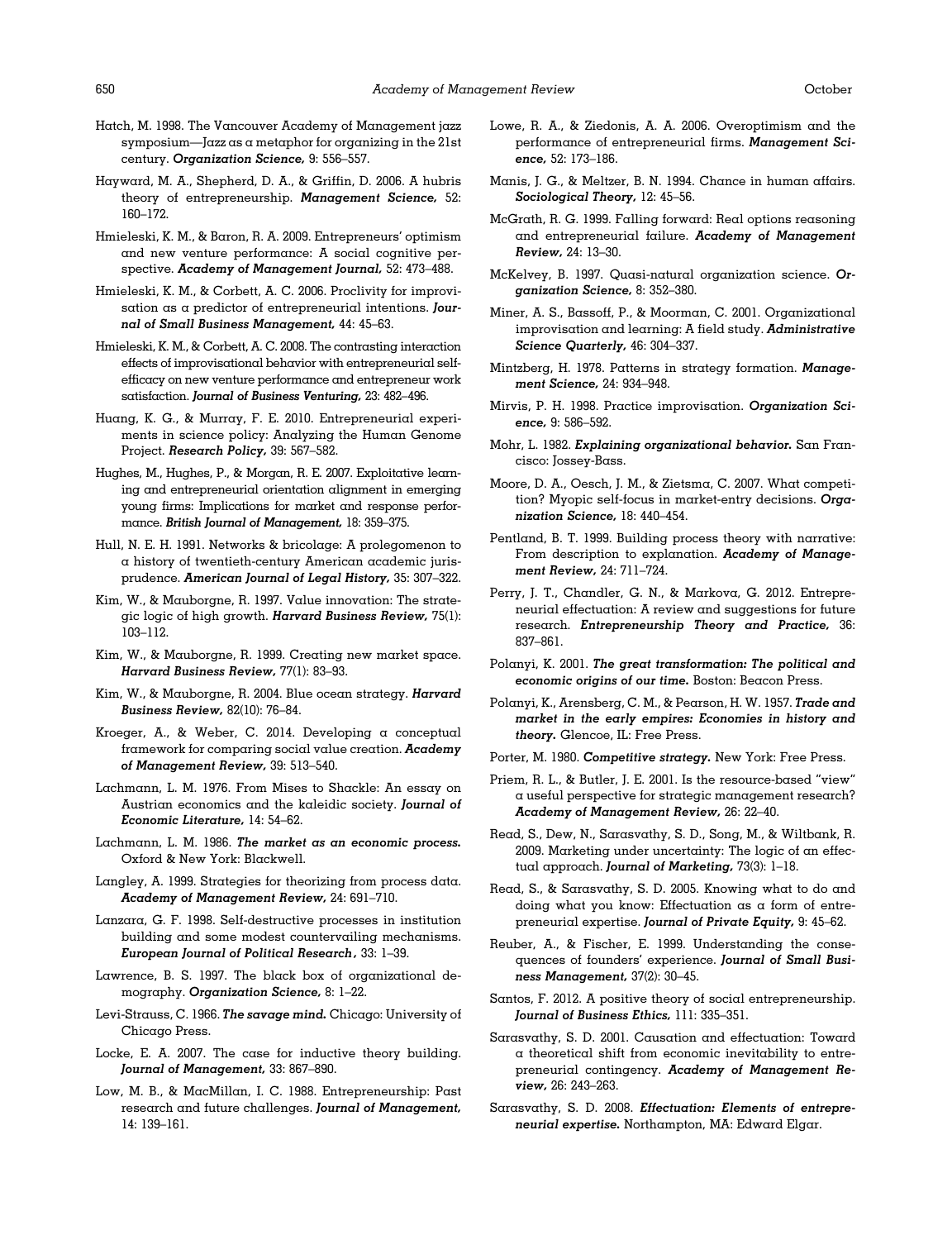Hatch, M. 1998. The Vancouver Academy of Management jazz symposium—Jazz as a metaphor for organizing in the 21st century. ***Organization Science,*** 9: 556–557.

Hayward, M. A., Shepherd, D. A., & Griffin, D. 2006. A hubris theory of entrepreneurship. ***Management Science,*** 52: 160–172.

Hmieleski, K. M., & Baron, R. A. 2009. Entrepreneurs' optimism and new venture performance: A social cognitive perspective. ***Academy of Management Journal,*** 52: 473–488.

Hmieleski, K. M., & Corbett, A. C. 2006. Proclivity for improvisation as a predictor of entrepreneurial intentions. ***Journal of Small Business Management,*** 44: 45–63.

Hmieleski, K. M., & Corbett, A. C. 2008. The contrasting interaction effects of improvisational behavior with entrepreneurial self-efficacy on new venture performance and entrepreneur work satisfaction. ***Journal of Business Venturing,*** 23: 482–496.

Huang, K. G., & Murray, F. E. 2010. Entrepreneurial experiments in science policy: Analyzing the Human Genome Project. ***Research Policy,*** 39: 567–582.

Hughes, M., Hughes, P., & Morgan, R. E. 2007. Exploitative learning and entrepreneurial orientation alignment in emerging young firms: Implications for market and response performance. ***British Journal of Management,*** 18: 359–375.

Hull, N. E. H. 1991. Networks & bricolage: A prolegomenon to a history of twentieth-century American academic jurisprudence. ***American Journal of Legal History,*** 35: 307–322.

Kim, W., & Mauborgne, R. 1997. Value innovation: The strategic logic of high growth. ***Harvard Business Review,*** 75(1): 103–112.

Kim, W., & Mauborgne, R. 1999. Creating new market space. ***Harvard Business Review,*** 77(1): 83–93.

Kim, W., & Mauborgne, R. 2004. Blue ocean strategy. ***Harvard Business Review,*** 82(10): 76–84.

Kroeger, A., & Weber, C. 2014. Developing a conceptual framework for comparing social value creation. ***Academy of Management Review,*** 39: 513–540.

Lachmann, L. M. 1976. From Mises to Shackle: An essay on Austrian economics and the kaleidic society. ***Journal of Economic Literature,*** 14: 54–62.

Lachmann, L. M. 1986. ***The market as an economic process.*** Oxford & New York: Blackwell.

Langley, A. 1999. Strategies for theorizing from process data. ***Academy of Management Review,*** 24: 691–710.

Lanzara, G. F. 1998. Self-destructive processes in institution building and some modest countervailing mechanisms. ***European Journal of Political Research*****,** 33: 1–39.

Lawrence, B. S. 1997. The black box of organizational demography. ***Organization Science,*** 8: 1–22.

Levi-Strauss, C. 1966. ***The savage mind.*** Chicago: University of Chicago Press.

Locke, E. A. 2007. The case for inductive theory building. ***Journal of Management,*** 33: 867–890.

Low, M. B., & MacMillan, I. C. 1988. Entrepreneurship: Past research and future challenges. ***Journal of Management,*** 14: 139–161.

Lowe, R. A., & Ziedonis, A. A. 2006. Overoptimism and the performance of entrepreneurial firms. ***Management Science,*** 52: 173–186.

Manis, J. G., & Meltzer, B. N. 1994. Chance in human affairs. ***Sociological Theory,*** 12: 45–56.

McGrath, R. G. 1999. Falling forward: Real options reasoning and entrepreneurial failure. ***Academy of Management Review,*** 24: 13–30.

McKelvey, B. 1997. Quasi-natural organization science. ***Organization Science,*** 8: 352–380.

Miner, A. S., Bassoff, P., & Moorman, C. 2001. Organizational improvisation and learning: A field study. ***Administrative Science Quarterly,*** 46: 304–337.

Mintzberg, H. 1978. Patterns in strategy formation. ***Management Science,*** 24: 934–948.

Mirvis, P. H. 1998. Practice improvisation. ***Organization Science,*** 9: 586–592.

Mohr, L. 1982. ***Explaining organizational behavior.*** San Francisco: Jossey-Bass.

Moore, D. A., Oesch, J. M., & Zietsma, C. 2007. What competition? Myopic self-focus in market-entry decisions. ***Organization Science,*** 18: 440–454.

Pentland, B. T. 1999. Building process theory with narrative: From description to explanation. ***Academy of Management Review,*** 24: 711–724.

Perry, J. T., Chandler, G. N., & Markova, G. 2012. Entrepreneurial effectuation: A review and suggestions for future research. ***Entrepreneurship Theory and Practice,*** 36: 837–861.

Polanyi, K. 2001. ***The great transformation: The political and economic origins of our time.*** Boston: Beacon Press.

Polanyi, K., Arensberg, C. M., & Pearson, H. W. 1957. ***Trade and market in the early empires: Economies in history and theory.*** Glencoe, IL: Free Press.

Porter, M. 1980. ***Competitive strategy.*** New York: Free Press.

Priem, R. L., & Butler, J. E. 2001. Is the resource-based "view" a useful perspective for strategic management research? ***Academy of Management Review,*** 26: 22–40.

Read, S., Dew, N., Sarasvathy, S. D., Song, M., & Wiltbank, R. 2009. Marketing under uncertainty: The logic of an effectual approach. ***Journal of Marketing,*** 73(3): 1–18.

Read, S., & Sarasvathy, S. D. 2005. Knowing what to do and doing what you know: Effectuation as a form of entrepreneurial expertise. ***Journal of Private Equity,*** 9: 45–62.

Reuber, A., & Fischer, E. 1999. Understanding the consequences of founders' experience. ***Journal of Small Business Management,*** 37(2): 30–45.

Santos, F. 2012. A positive theory of social entrepreneurship. ***Journal of Business Ethics,*** 111: 335–351.

Sarasvathy, S. D. 2001. Causation and effectuation: Toward a theoretical shift from economic inevitability to entrepreneurial contingency. ***Academy of Management Review,*** 26: 243–263.

Sarasvathy, S. D. 2008. ***Effectuation: Elements of entrepreneurial expertise.*** Northampton, MA: Edward Elgar.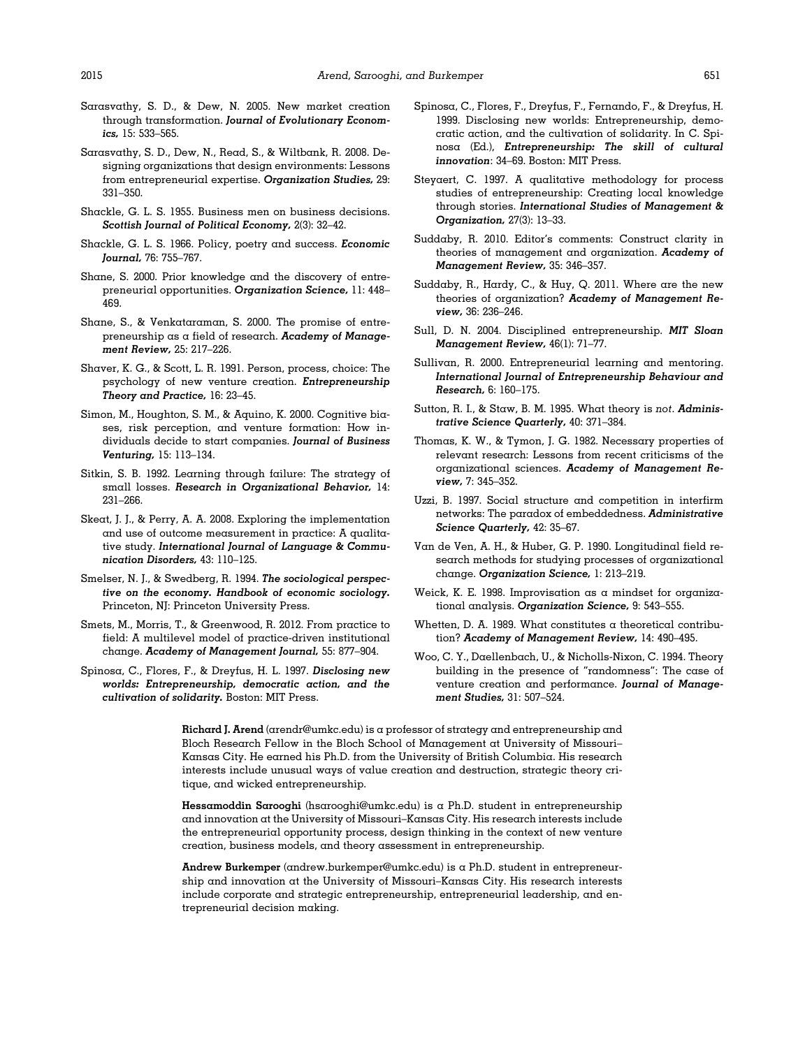Sarasvathy, S. D., & Dew, N. 2005. New market creation through transformation. ***Journal of Evolutionary Economics,*** 15: 533–565.

Sarasvathy, S. D., Dew, N., Read, S., & Wiltbank, R. 2008. Designing organizations that design environments: Lessons from entrepreneurial expertise. ***Organization Studies,*** 29: 331–350.

Shackle, G. L. S. 1955. Business men on business decisions. ***Scottish Journal of Political Economy,*** 2(3): 32–42.

Shackle, G. L. S. 1966. Policy, poetry and success. ***Economic Journal,*** 76: 755–767.

Shane, S. 2000. Prior knowledge and the discovery of entrepreneurial opportunities. ***Organization Science,*** 11: 448–469.

Shane, S., & Venkataraman, S. 2000. The promise of entrepreneurship as a field of research. ***Academy of Management Review,*** 25: 217–226.

Shaver, K. G., & Scott, L. R. 1991. Person, process, choice: The psychology of new venture creation. ***Entrepreneurship Theory and Practice,*** 16: 23–45.

Simon, M., Houghton, S. M., & Aquino, K. 2000. Cognitive biases, risk perception, and venture formation: How individuals decide to start companies. ***Journal of Business Venturing,*** 15: 113–134.

Sitkin, S. B. 1992. Learning through failure: The strategy of small losses. ***Research in Organizational Behavior,*** 14: 231–266.

Skeat, J. J., & Perry, A. A. 2008. Exploring the implementation and use of outcome measurement in practice: A qualitative study. ***International Journal of Language & Communication Disorders,*** 43: 110–125.

Smelser, N. J., & Swedberg, R. 1994. ***The sociological perspective on the economy. Handbook of economic sociology.*** Princeton, NJ: Princeton University Press.

Smets, M., Morris, T., & Greenwood, R. 2012. From practice to field: A multilevel model of practice-driven institutional change. ***Academy of Management Journal,*** 55: 877–904.

Spinosa, C., Flores, F., & Dreyfus, H. L. 1997. ***Disclosing new worlds: Entrepreneurship, democratic action, and the cultivation of solidarity.*** Boston: MIT Press.

Spinosa, C., Flores, F., Dreyfus, F., Fernando, F., & Dreyfus, H. 1999. Disclosing new worlds: Entrepreneurship, democratic action, and the cultivation of solidarity. In C. Spinosa (Ed.), ***Entrepreneurship: The skill of cultural innovation***: 34–69. Boston: MIT Press.

Steyaert, C. 1997. A qualitative methodology for process studies of entrepreneurship: Creating local knowledge through stories. ***International Studies of Management & Organization,*** 27(3): 13–33.

Suddaby, R. 2010. Editor's comments: Construct clarity in theories of management and organization. ***Academy of Management Review,*** 35: 346–357.

Suddaby, R., Hardy, C., & Huy, Q. 2011. Where are the new theories of organization? ***Academy of Management Review,*** 36: 236–246.

Sull, D. N. 2004. Disciplined entrepreneurship. ***MIT Sloan Management Review,*** 46(1): 71–77.

Sullivan, R. 2000. Entrepreneurial learning and mentoring. ***International Journal of Entrepreneurship Behaviour and Research,*** 6: 160–175.

Sutton, R. I., & Staw, B. M. 1995. What theory is *not*. ***Administrative Science Quarterly,*** 40: 371–384.

Thomas, K. W., & Tymon, J. G. 1982. Necessary properties of relevant research: Lessons from recent criticisms of the organizational sciences. ***Academy of Management Review,*** 7: 345–352.

Uzzi, B. 1997. Social structure and competition in interfirm networks: The paradox of embeddedness. ***Administrative Science Quarterly,*** 42: 35–67.

Van de Ven, A. H., & Huber, G. P. 1990. Longitudinal field research methods for studying processes of organizational change. ***Organization Science,*** 1: 213–219.

Weick, K. E. 1998. Improvisation as a mindset for organizational analysis. ***Organization Science,*** 9: 543–555.

Whetten, D. A. 1989. What constitutes a theoretical contribution? ***Academy of Management Review,*** 14: 490–495.

Woo, C. Y., Daellenbach, U., & Nicholls-Nixon, C. 1994. Theory building in the presence of "randomness": The case of venture creation and performance. ***Journal of Management Studies,*** 31: 507–524.

**Richard J. Arend** (arendr@umkc.edu) is a professor of strategy and entrepreneurship and Bloch Research Fellow in the Bloch School of Management at University of Missouri–Kansas City. He earned his Ph.D. from the University of British Columbia. His research interests include unusual ways of value creation and destruction, strategic theory critique, and wicked entrepreneurship.

**Hessamoddin Sarooghi** (hsarooghi@umkc.edu) is a Ph.D. student in entrepreneurship and innovation at the University of Missouri–Kansas City. His research interests include the entrepreneurial opportunity process, design thinking in the context of new venture creation, business models, and theory assessment in entrepreneurship.

**Andrew Burkemper** (andrew.burkemper@umkc.edu) is a Ph.D. student in entrepreneurship and innovation at the University of Missouri–Kansas City. His research interests include corporate and strategic entrepreneurship, entrepreneurial leadership, and entrepreneurial decision making.